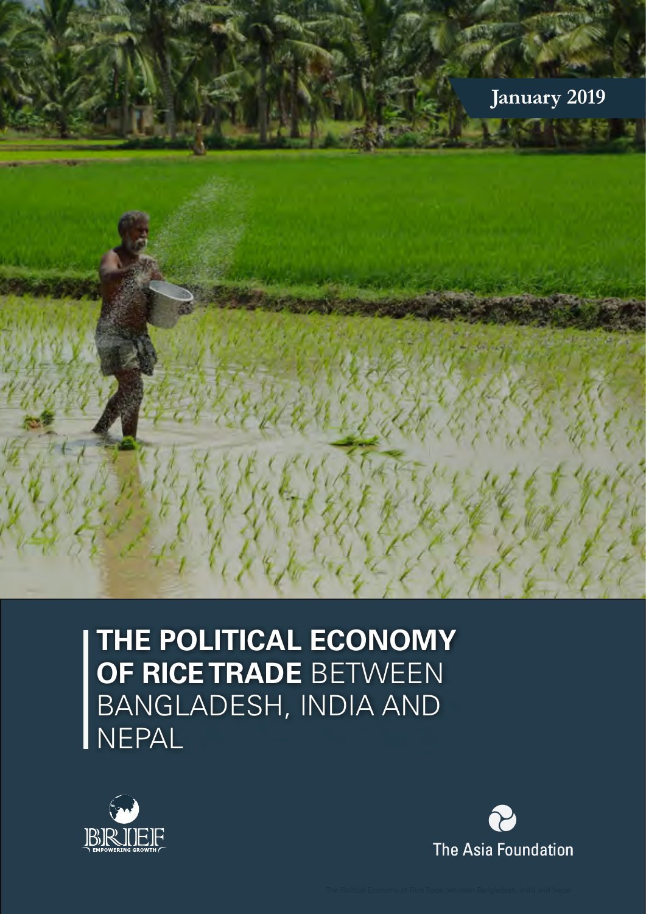January 2019

# THE POLITICAL ECONOMY OF RICE TRADE BETWEEN BANGLADESH, INDIA AND NEPAL

BRIEF
EMPOWERING GROWTH

The Asia Foundation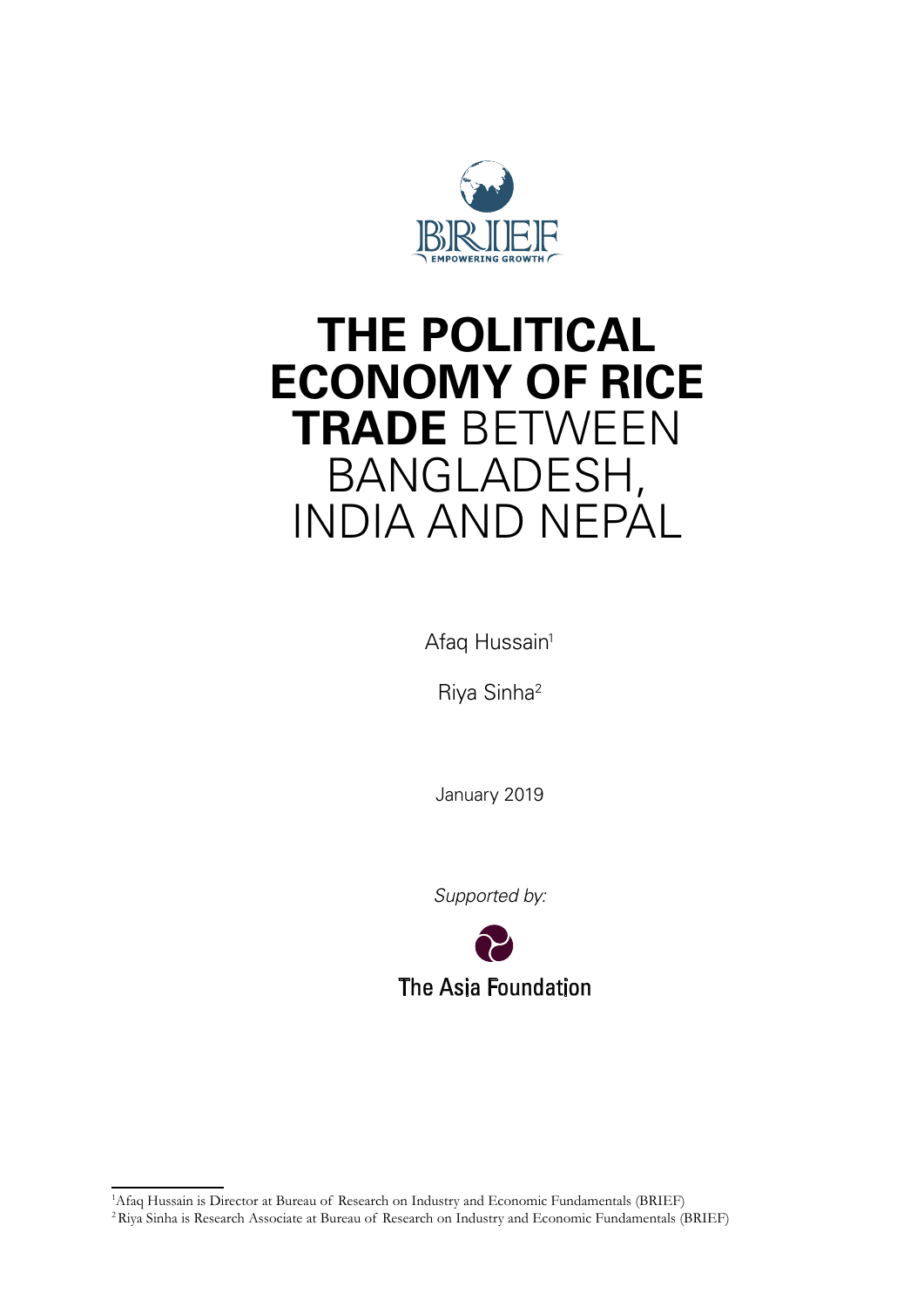BRIEF

EMPOWERING GROWTH

# THE POLITICAL ECONOMY OF RICE TRADE BETWEEN BANGLADESH, INDIA AND NEPAL

Afaq Hussain[1]

Riya Sinha[2]

January 2019

*Supported by:*

The Asia Foundation

---

[1] Afaq Hussain is Director at Bureau of Research on Industry and Economic Fundamentals (BRIEF)

[2] Riya Sinha is Research Associate at Bureau of Research on Industry and Economic Fundamentals (BRIEF)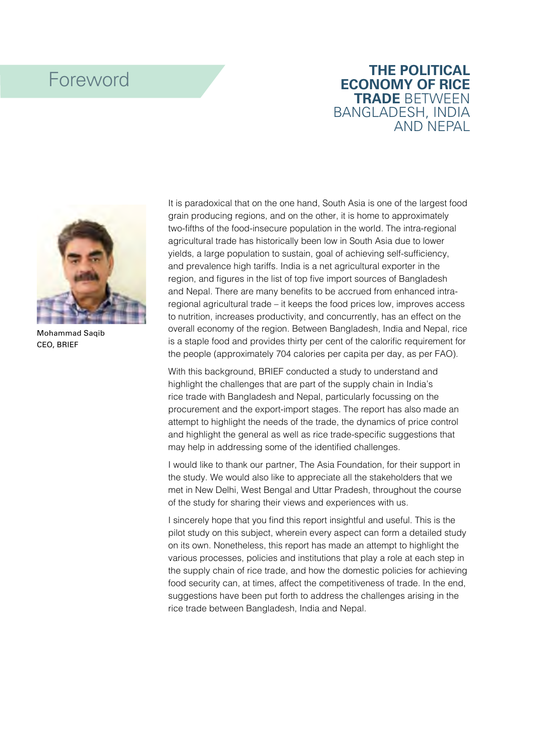# Foreword

Mohammad Saqib
CEO, BRIEF

It is paradoxical that on the one hand, South Asia is one of the largest food grain producing regions, and on the other, it is home to approximately two-fifths of the food-insecure population in the world. The intra-regional agricultural trade has historically been low in South Asia due to lower yields, a large population to sustain, goal of achieving self-sufficiency, and prevalence high tariffs. India is a net agricultural exporter in the region, and figures in the list of top five import sources of Bangladesh and Nepal. There are many benefits to be accrued from enhanced intra-regional agricultural trade – it keeps the food prices low, improves access to nutrition, increases productivity, and concurrently, has an effect on the overall economy of the region. Between Bangladesh, India and Nepal, rice is a staple food and provides thirty per cent of the calorific requirement for the people (approximately 704 calories per capita per day, as per FAO).

With this background, BRIEF conducted a study to understand and highlight the challenges that are part of the supply chain in India's rice trade with Bangladesh and Nepal, particularly focussing on the procurement and the export-import stages. The report has also made an attempt to highlight the needs of the trade, the dynamics of price control and highlight the general as well as rice trade-specific suggestions that may help in addressing some of the identified challenges.

I would like to thank our partner, The Asia Foundation, for their support in the study. We would also like to appreciate all the stakeholders that we met in New Delhi, West Bengal and Uttar Pradesh, throughout the course of the study for sharing their views and experiences with us.

I sincerely hope that you find this report insightful and useful. This is the pilot study on this subject, wherein every aspect can form a detailed study on its own. Nonetheless, this report has made an attempt to highlight the various processes, policies and institutions that play a role at each step in the supply chain of rice trade, and how the domestic policies for achieving food security can, at times, affect the competitiveness of trade. In the end, suggestions have been put forth to address the challenges arising in the rice trade between Bangladesh, India and Nepal.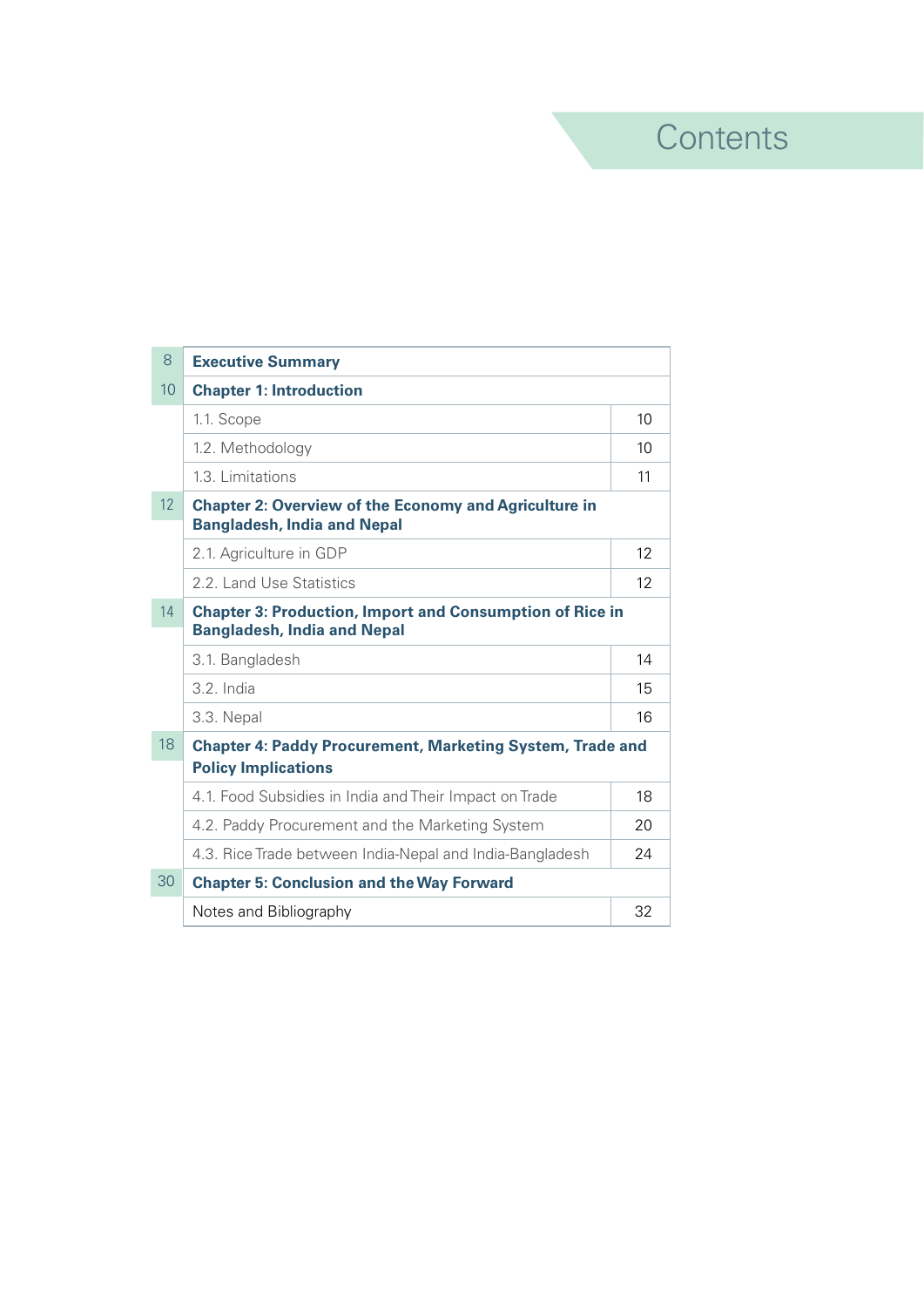# Contents

| | | |
|---|---|---|
| 8 | **Executive Summary** | |
| 10 | **Chapter 1: Introduction** | |
| | 1.1. Scope | 10 |
| | 1.2. Methodology | 10 |
| | 1.3. Limitations | 11 |
| 12 | **Chapter 2: Overview of the Economy and Agriculture in Bangladesh, India and Nepal** | |
| | 2.1. Agriculture in GDP | 12 |
| | 2.2. Land Use Statistics | 12 |
| 14 | **Chapter 3: Production, Import and Consumption of Rice in Bangladesh, India and Nepal** | |
| | 3.1. Bangladesh | 14 |
| | 3.2. India | 15 |
| | 3.3. Nepal | 16 |
| 18 | **Chapter 4: Paddy Procurement, Marketing System, Trade and Policy Implications** | |
| | 4.1. Food Subsidies in India and Their Impact on Trade | 18 |
| | 4.2. Paddy Procurement and the Marketing System | 20 |
| | 4.3. Rice Trade between India-Nepal and India-Bangladesh | 24 |
| 30 | **Chapter 5: Conclusion and the Way Forward** | |
| | Notes and Bibliography | 32 |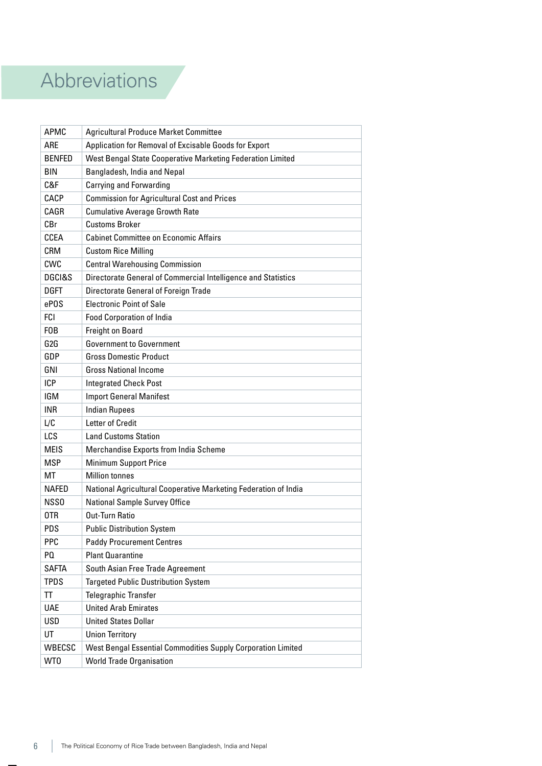# Abbreviations

| | |
|---|---|
| APMC | Agricultural Produce Market Committee |
| ARE | Application for Removal of Excisable Goods for Export |
| BENFED | West Bengal State Cooperative Marketing Federation Limited |
| BIN | Bangladesh, India and Nepal |
| C&F | Carrying and Forwarding |
| CACP | Commission for Agricultural Cost and Prices |
| CAGR | Cumulative Average Growth Rate |
| CBr | Customs Broker |
| CCEA | Cabinet Committee on Economic Affairs |
| CRM | Custom Rice Milling |
| CWC | Central Warehousing Commission |
| DGCI&S | Directorate General of Commercial Intelligence and Statistics |
| DGFT | Directorate General of Foreign Trade |
| ePOS | Electronic Point of Sale |
| FCI | Food Corporation of India |
| FOB | Freight on Board |
| G2G | Government to Government |
| GDP | Gross Domestic Product |
| GNI | Gross National Income |
| ICP | Integrated Check Post |
| IGM | Import General Manifest |
| INR | Indian Rupees |
| L/C | Letter of Credit |
| LCS | Land Customs Station |
| MEIS | Merchandise Exports from India Scheme |
| MSP | Minimum Support Price |
| MT | Million tonnes |
| NAFED | National Agricultural Cooperative Marketing Federation of India |
| NSSO | National Sample Survey Office |
| OTR | Out-Turn Ratio |
| PDS | Public Distribution System |
| PPC | Paddy Procurement Centres |
| PQ | Plant Quarantine |
| SAFTA | South Asian Free Trade Agreement |
| TPDS | Targeted Public Dustribution System |
| TT | Telegraphic Transfer |
| UAE | United Arab Emirates |
| USD | United States Dollar |
| UT | Union Territory |
| WBECSC | West Bengal Essential Commodities Supply Corporation Limited |
| WTO | World Trade Organisation |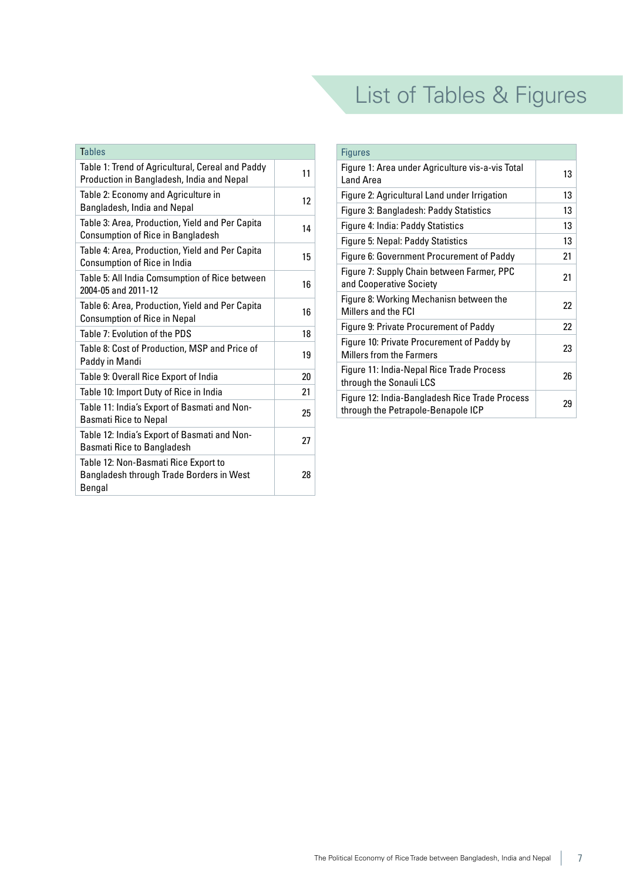# List of Tables & Figures

| Tables | |
|---|---|
| Table 1: Trend of Agricultural, Cereal and Paddy Production in Bangladesh, India and Nepal | 11 |
| Table 2: Economy and Agriculture in Bangladesh, India and Nepal | 12 |
| Table 3: Area, Production, Yield and Per Capita Consumption of Rice in Bangladesh | 14 |
| Table 4: Area, Production, Yield and Per Capita Consumption of Rice in India | 15 |
| Table 5: All India Comsumption of Rice between 2004-05 and 2011-12 | 16 |
| Table 6: Area, Production, Yield and Per Capita Consumption of Rice in Nepal | 16 |
| Table 7: Evolution of the PDS | 18 |
| Table 8: Cost of Production, MSP and Price of Paddy in Mandi | 19 |
| Table 9: Overall Rice Export of India | 20 |
| Table 10: Import Duty of Rice in India | 21 |
| Table 11: India's Export of Basmati and Non-Basmati Rice to Nepal | 25 |
| Table 12: India's Export of Basmati and Non-Basmati Rice to Bangladesh | 27 |
| Table 12: Non-Basmati Rice Export to Bangladesh through Trade Borders in West Bengal | 28 |

| Figures | |
|---|---|
| Figure 1: Area under Agriculture vis-a-vis Total Land Area | 13 |
| Figure 2: Agricultural Land under Irrigation | 13 |
| Figure 3: Bangladesh: Paddy Statistics | 13 |
| Figure 4: India: Paddy Statistics | 13 |
| Figure 5: Nepal: Paddy Statistics | 13 |
| Figure 6: Government Procurement of Paddy | 21 |
| Figure 7: Supply Chain between Farmer, PPC and Cooperative Society | 21 |
| Figure 8: Working Mechanisn between the Millers and the FCI | 22 |
| Figure 9: Private Procurement of Paddy | 22 |
| Figure 10: Private Procurement of Paddy by Millers from the Farmers | 23 |
| Figure 11: India-Nepal Rice Trade Process through the Sonauli LCS | 26 |
| Figure 12: India-Bangladesh Rice Trade Process through the Petrapole-Benapole ICP | 29 |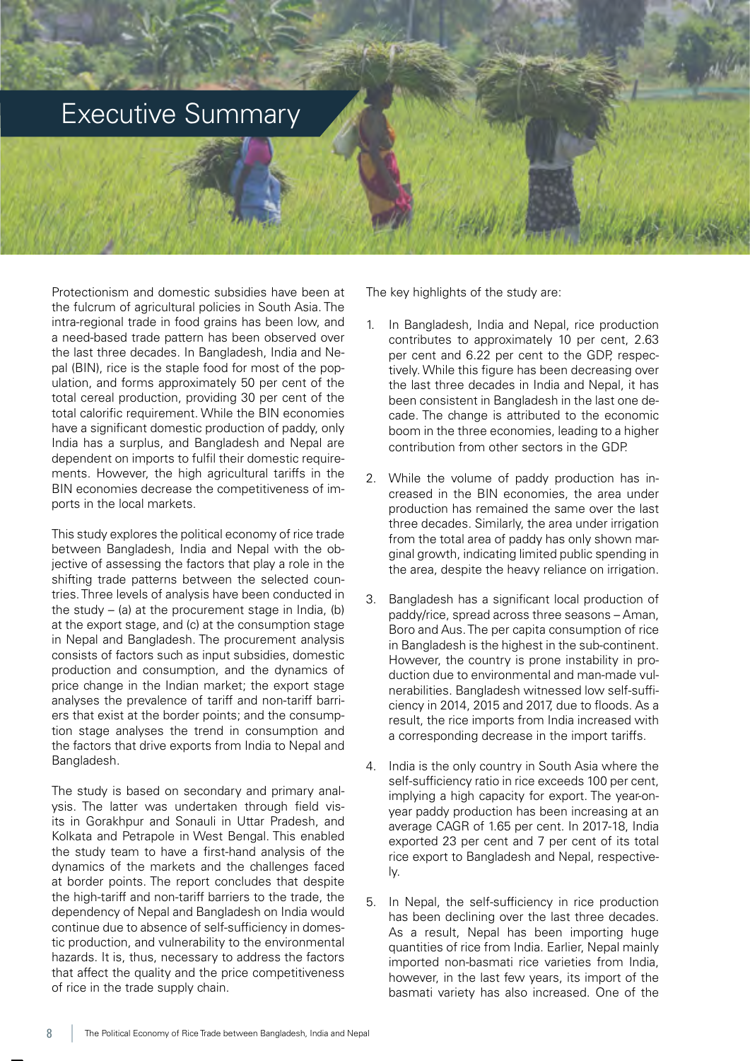# Executive Summary

Protectionism and domestic subsidies have been at the fulcrum of agricultural policies in South Asia. The intra-regional trade in food grains has been low, and a need-based trade pattern has been observed over the last three decades. In Bangladesh, India and Nepal (BIN), rice is the staple food for most of the population, and forms approximately 50 per cent of the total cereal production, providing 30 per cent of the total calorific requirement. While the BIN economies have a significant domestic production of paddy, only India has a surplus, and Bangladesh and Nepal are dependent on imports to fulfil their domestic requirements. However, the high agricultural tariffs in the BIN economies decrease the competitiveness of imports in the local markets.

This study explores the political economy of rice trade between Bangladesh, India and Nepal with the objective of assessing the factors that play a role in the shifting trade patterns between the selected countries. Three levels of analysis have been conducted in the study – (a) at the procurement stage in India, (b) at the export stage, and (c) at the consumption stage in Nepal and Bangladesh. The procurement analysis consists of factors such as input subsidies, domestic production and consumption, and the dynamics of price change in the Indian market; the export stage analyses the prevalence of tariff and non-tariff barriers that exist at the border points; and the consumption stage analyses the trend in consumption and the factors that drive exports from India to Nepal and Bangladesh.

The study is based on secondary and primary analysis. The latter was undertaken through field visits in Gorakhpur and Sonauli in Uttar Pradesh, and Kolkata and Petrapole in West Bengal. This enabled the study team to have a first-hand analysis of the dynamics of the markets and the challenges faced at border points. The report concludes that despite the high-tariff and non-tariff barriers to the trade, the dependency of Nepal and Bangladesh on India would continue due to absence of self-sufficiency in domestic production, and vulnerability to the environmental hazards. It is, thus, necessary to address the factors that affect the quality and the price competitiveness of rice in the trade supply chain.

The key highlights of the study are:

1. In Bangladesh, India and Nepal, rice production contributes to approximately 10 per cent, 2.63 per cent and 6.22 per cent to the GDP, respectively. While this figure has been decreasing over the last three decades in India and Nepal, it has been consistent in Bangladesh in the last one decade. The change is attributed to the economic boom in the three economies, leading to a higher contribution from other sectors in the GDP.

2. While the volume of paddy production has increased in the BIN economies, the area under production has remained the same over the last three decades. Similarly, the area under irrigation from the total area of paddy has only shown marginal growth, indicating limited public spending in the area, despite the heavy reliance on irrigation.

3. Bangladesh has a significant local production of paddy/rice, spread across three seasons – Aman, Boro and Aus. The per capita consumption of rice in Bangladesh is the highest in the sub-continent. However, the country is prone instability in production due to environmental and man-made vulnerabilities. Bangladesh witnessed low self-sufficiency in 2014, 2015 and 2017, due to floods. As a result, the rice imports from India increased with a corresponding decrease in the import tariffs.

4. India is the only country in South Asia where the self-sufficiency ratio in rice exceeds 100 per cent, implying a high capacity for export. The year-on-year paddy production has been increasing at an average CAGR of 1.65 per cent. In 2017-18, India exported 23 per cent and 7 per cent of its total rice export to Bangladesh and Nepal, respectively.

5. In Nepal, the self-sufficiency in rice production has been declining over the last three decades. As a result, Nepal has been importing huge quantities of rice from India. Earlier, Nepal mainly imported non-basmati rice varieties from India, however, in the last few years, its import of the basmati variety has also increased. One of the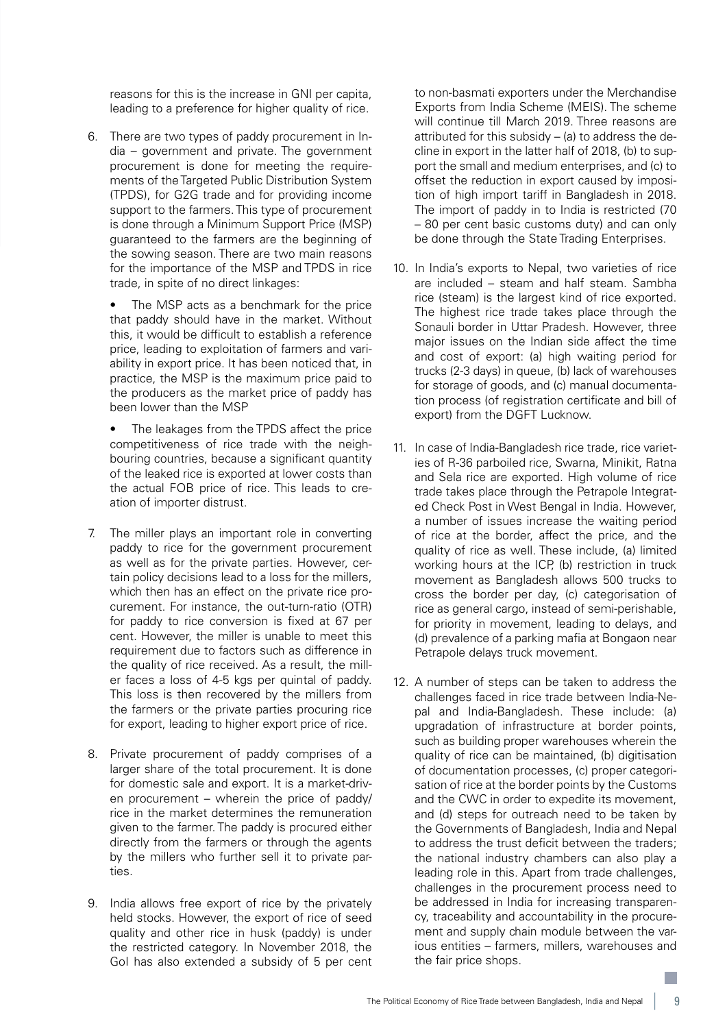reasons for this is the increase in GNI per capita, leading to a preference for higher quality of rice.

6. There are two types of paddy procurement in India – government and private. The government procurement is done for meeting the requirements of the Targeted Public Distribution System (TPDS), for G2G trade and for providing income support to the farmers. This type of procurement is done through a Minimum Support Price (MSP) guaranteed to the farmers are the beginning of the sowing season. There are two main reasons for the importance of the MSP and TPDS in rice trade, in spite of no direct linkages:

   - The MSP acts as a benchmark for the price that paddy should have in the market. Without this, it would be difficult to establish a reference price, leading to exploitation of farmers and variability in export price. It has been noticed that, in practice, the MSP is the maximum price paid to the producers as the market price of paddy has been lower than the MSP

   - The leakages from the TPDS affect the price competitiveness of rice trade with the neighbouring countries, because a significant quantity of the leaked rice is exported at lower costs than the actual FOB price of rice. This leads to creation of importer distrust.

7. The miller plays an important role in converting paddy to rice for the government procurement as well as for the private parties. However, certain policy decisions lead to a loss for the millers, which then has an effect on the private rice procurement. For instance, the out-turn-ratio (OTR) for paddy to rice conversion is fixed at 67 per cent. However, the miller is unable to meet this requirement due to factors such as difference in the quality of rice received. As a result, the miller faces a loss of 4-5 kgs per quintal of paddy. This loss is then recovered by the millers from the farmers or the private parties procuring rice for export, leading to higher export price of rice.

8. Private procurement of paddy comprises of a larger share of the total procurement. It is done for domestic sale and export. It is a market-driven procurement – wherein the price of paddy/rice in the market determines the remuneration given to the farmer. The paddy is procured either directly from the farmers or through the agents by the millers who further sell it to private parties.

9. India allows free export of rice by the privately held stocks. However, the export of rice of seed quality and other rice in husk (paddy) is under the restricted category. In November 2018, the GoI has also extended a subsidy of 5 per cent to non-basmati exporters under the Merchandise Exports from India Scheme (MEIS). The scheme will continue till March 2019. Three reasons are attributed for this subsidy – (a) to address the decline in export in the latter half of 2018, (b) to support the small and medium enterprises, and (c) to offset the reduction in export caused by imposition of high import tariff in Bangladesh in 2018. The import of paddy in to India is restricted (70 – 80 per cent basic customs duty) and can only be done through the State Trading Enterprises.

10. In India's exports to Nepal, two varieties of rice are included – steam and half steam. Sambha rice (steam) is the largest kind of rice exported. The highest rice trade takes place through the Sonauli border in Uttar Pradesh. However, three major issues on the Indian side affect the time and cost of export: (a) high waiting period for trucks (2-3 days) in queue, (b) lack of warehouses for storage of goods, and (c) manual documentation process (of registration certificate and bill of export) from the DGFT Lucknow.

11. In case of India-Bangladesh rice trade, rice varieties of R-36 parboiled rice, Swarna, Minikit, Ratna and Sela rice are exported. High volume of rice trade takes place through the Petrapole Integrated Check Post in West Bengal in India. However, a number of issues increase the waiting period of rice at the border, affect the price, and the quality of rice as well. These include, (a) limited working hours at the ICP, (b) restriction in truck movement as Bangladesh allows 500 trucks to cross the border per day, (c) categorisation of rice as general cargo, instead of semi-perishable, for priority in movement, leading to delays, and (d) prevalence of a parking mafia at Bongaon near Petrapole delays truck movement.

12. A number of steps can be taken to address the challenges faced in rice trade between India-Nepal and India-Bangladesh. These include: (a) upgradation of infrastructure at border points, such as building proper warehouses wherein the quality of rice can be maintained, (b) digitisation of documentation processes, (c) proper categorisation of rice at the border points by the Customs and the CWC in order to expedite its movement, and (d) steps for outreach need to be taken by the Governments of Bangladesh, India and Nepal to address the trust deficit between the traders; the national industry chambers can also play a leading role in this. Apart from trade challenges, challenges in the procurement process need to be addressed in India for increasing transparency, traceability and accountability in the procurement and supply chain module between the various entities – farmers, millers, warehouses and the fair price shops.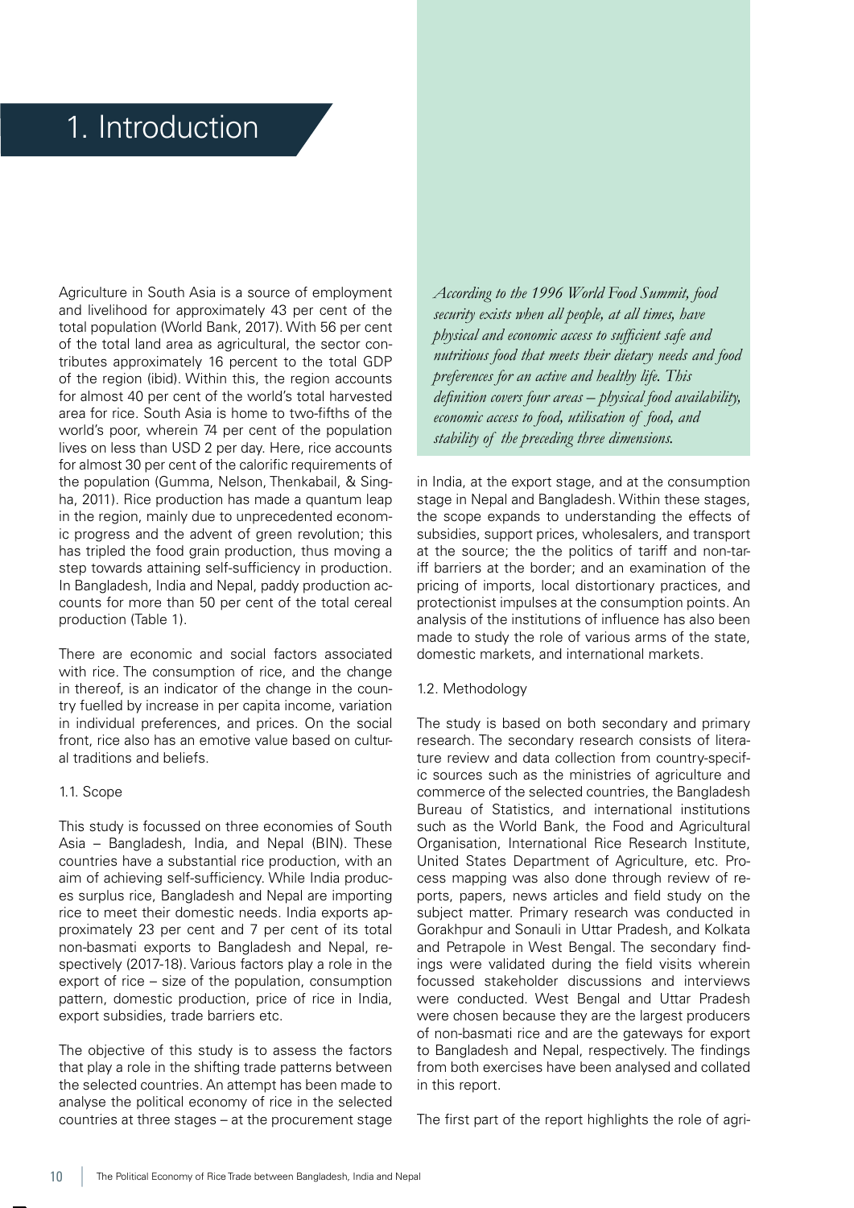# 1. Introduction

Agriculture in South Asia is a source of employment and livelihood for approximately 43 per cent of the total population (World Bank, 2017). With 56 per cent of the total land area as agricultural, the sector contributes approximately 16 percent to the total GDP of the region (ibid). Within this, the region accounts for almost 40 per cent of the world's total harvested area for rice. South Asia is home to two-fifths of the world's poor, wherein 74 per cent of the population lives on less than USD 2 per day. Here, rice accounts for almost 30 per cent of the calorific requirements of the population (Gumma, Nelson, Thenkabail, & Singha, 2011). Rice production has made a quantum leap in the region, mainly due to unprecedented economic progress and the advent of green revolution; this has tripled the food grain production, thus moving a step towards attaining self-sufficiency in production. In Bangladesh, India and Nepal, paddy production accounts for more than 50 per cent of the total cereal production (Table 1).

There are economic and social factors associated with rice. The consumption of rice, and the change in thereof, is an indicator of the change in the country fuelled by increase in per capita income, variation in individual preferences, and prices. On the social front, rice also has an emotive value based on cultural traditions and beliefs.

*According to the 1996 World Food Summit, food security exists when all people, at all times, have physical and economic access to sufficient safe and nutritious food that meets their dietary needs and food preferences for an active and healthy life. This definition covers four areas – physical food availability, economic access to food, utilisation of food, and stability of the preceding three dimensions.*

## 1.1. Scope

This study is focussed on three economies of South Asia – Bangladesh, India, and Nepal (BIN). These countries have a substantial rice production, with an aim of achieving self-sufficiency. While India produces surplus rice, Bangladesh and Nepal are importing rice to meet their domestic needs. India exports approximately 23 per cent and 7 per cent of its total non-basmati exports to Bangladesh and Nepal, respectively (2017-18). Various factors play a role in the export of rice – size of the population, consumption pattern, domestic production, price of rice in India, export subsidies, trade barriers etc.

The objective of this study is to assess the factors that play a role in the shifting trade patterns between the selected countries. An attempt has been made to analyse the political economy of rice in the selected countries at three stages – at the procurement stage in India, at the export stage, and at the consumption stage in Nepal and Bangladesh. Within these stages, the scope expands to understanding the effects of subsidies, support prices, wholesalers, and transport at the source; the the politics of tariff and non-tariff barriers at the border; and an examination of the pricing of imports, local distortionary practices, and protectionist impulses at the consumption points. An analysis of the institutions of influence has also been made to study the role of various arms of the state, domestic markets, and international markets.

## 1.2. Methodology

The study is based on both secondary and primary research. The secondary research consists of literature review and data collection from country-specific sources such as the ministries of agriculture and commerce of the selected countries, the Bangladesh Bureau of Statistics, and international institutions such as the World Bank, the Food and Agricultural Organisation, International Rice Research Institute, United States Department of Agriculture, etc. Process mapping was also done through review of reports, papers, news articles and field study on the subject matter. Primary research was conducted in Gorakhpur and Sonauli in Uttar Pradesh, and Kolkata and Petrapole in West Bengal. The secondary findings were validated during the field visits wherein focussed stakeholder discussions and interviews were conducted. West Bengal and Uttar Pradesh were chosen because they are the largest producers of non-basmati rice and are the gateways for export to Bangladesh and Nepal, respectively. The findings from both exercises have been analysed and collated in this report.

The first part of the report highlights the role of agri-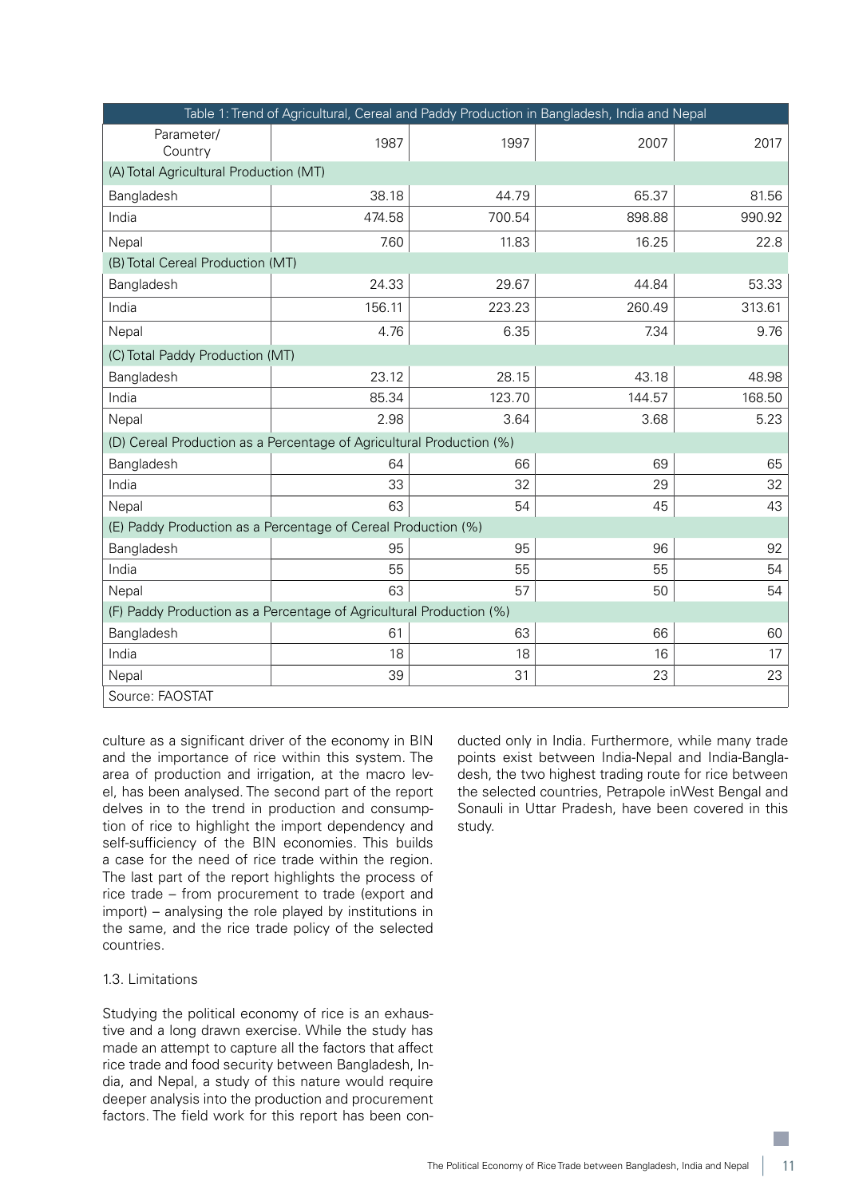| Table 1: Trend of Agricultural, Cereal and Paddy Production in Bangladesh, India and Nepal | | | | |
|---|---|---|---|---|
| Parameter/ Country | 1987 | 1997 | 2007 | 2017 |
| (A) Total Agricultural Production (MT) | | | | |
| Bangladesh | 38.18 | 44.79 | 65.37 | 81.56 |
| India | 474.58 | 700.54 | 898.88 | 990.92 |
| Nepal | 7.60 | 11.83 | 16.25 | 22.8 |
| (B) Total Cereal Production (MT) | | | | |
| Bangladesh | 24.33 | 29.67 | 44.84 | 53.33 |
| India | 156.11 | 223.23 | 260.49 | 313.61 |
| Nepal | 4.76 | 6.35 | 7.34 | 9.76 |
| (C) Total Paddy Production (MT) | | | | |
| Bangladesh | 23.12 | 28.15 | 43.18 | 48.98 |
| India | 85.34 | 123.70 | 144.57 | 168.50 |
| Nepal | 2.98 | 3.64 | 3.68 | 5.23 |
| (D) Cereal Production as a Percentage of Agricultural Production (%) | | | | |
| Bangladesh | 64 | 66 | 69 | 65 |
| India | 33 | 32 | 29 | 32 |
| Nepal | 63 | 54 | 45 | 43 |
| (E) Paddy Production as a Percentage of Cereal Production (%) | | | | |
| Bangladesh | 95 | 95 | 96 | 92 |
| India | 55 | 55 | 55 | 54 |
| Nepal | 63 | 57 | 50 | 54 |
| (F) Paddy Production as a Percentage of Agricultural Production (%) | | | | |
| Bangladesh | 61 | 63 | 66 | 60 |
| India | 18 | 18 | 16 | 17 |
| Nepal | 39 | 31 | 23 | 23 |
| Source: FAOSTAT | | | | |

culture as a significant driver of the economy in BIN and the importance of rice within this system. The area of production and irrigation, at the macro level, has been analysed. The second part of the report delves in to the trend in production and consumption of rice to highlight the import dependency and self-sufficiency of the BIN economies. This builds a case for the need of rice trade within the region. The last part of the report highlights the process of rice trade – from procurement to trade (export and import) – analysing the role played by institutions in the same, and the rice trade policy of the selected countries.

### 1.3. Limitations

Studying the political economy of rice is an exhaustive and a long drawn exercise. While the study has made an attempt to capture all the factors that affect rice trade and food security between Bangladesh, India, and Nepal, a study of this nature would require deeper analysis into the production and procurement factors. The field work for this report has been conducted only in India. Furthermore, while many trade points exist between India-Nepal and India-Bangladesh, the two highest trading route for rice between the selected countries, Petrapole inWest Bengal and Sonauli in Uttar Pradesh, have been covered in this study.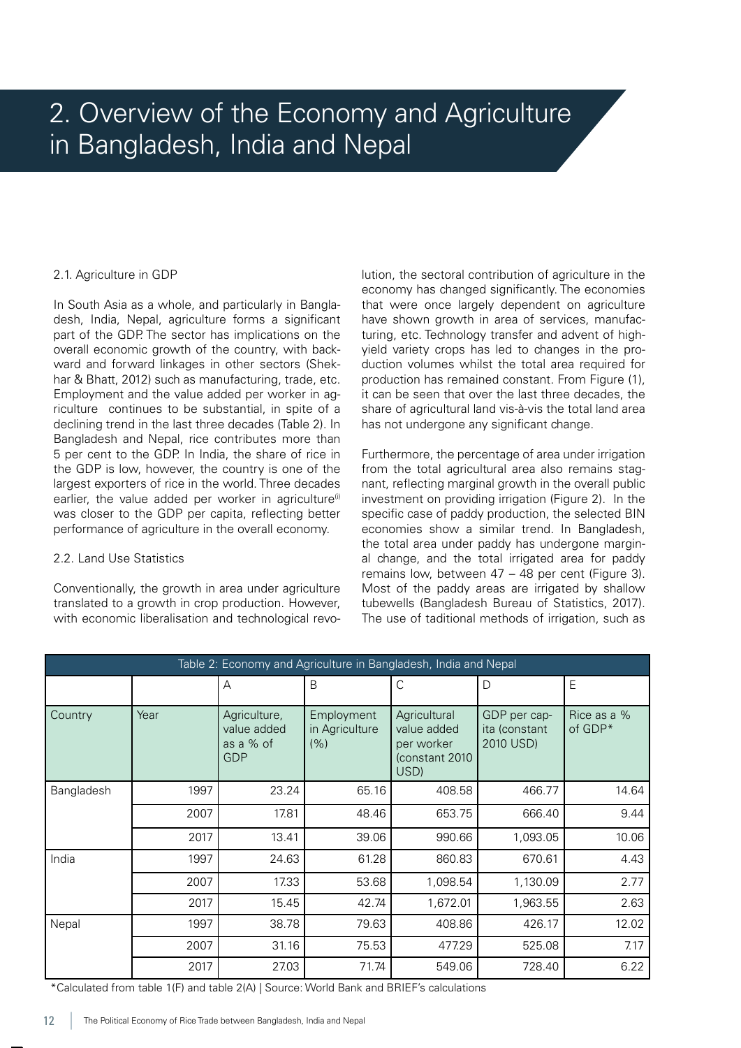# 2. Overview of the Economy and Agriculture in Bangladesh, India and Nepal

## 2.1. Agriculture in GDP

In South Asia as a whole, and particularly in Bangladesh, India, Nepal, agriculture forms a significant part of the GDP. The sector has implications on the overall economic growth of the country, with backward and forward linkages in other sectors (Shekhar & Bhatt, 2012) such as manufacturing, trade, etc. Employment and the value added per worker in agriculture continues to be substantial, in spite of a declining trend in the last three decades (Table 2). In Bangladesh and Nepal, rice contributes more than 5 per cent to the GDP. In India, the share of rice in the GDP is low, however, the country is one of the largest exporters of rice in the world. Three decades earlier, the value added per worker in agriculture[i] was closer to the GDP per capita, reflecting better performance of agriculture in the overall economy.

## 2.2. Land Use Statistics

Conventionally, the growth in area under agriculture translated to a growth in crop production. However, with economic liberalisation and technological revolution, the sectoral contribution of agriculture in the economy has changed significantly. The economies that were once largely dependent on agriculture have shown growth in area of services, manufacturing, etc. Technology transfer and advent of high-yield variety crops has led to changes in the production volumes whilst the total area required for production has remained constant. From Figure (1), it can be seen that over the last three decades, the share of agricultural land vis-à-vis the total land area has not undergone any significant change.

Furthermore, the percentage of area under irrigation from the total agricultural area also remains stagnant, reflecting marginal growth in the overall public investment on providing irrigation (Figure 2). In the specific case of paddy production, the selected BIN economies show a similar trend. In Bangladesh, the total area under paddy has undergone marginal change, and the total irrigated area for paddy remains low, between 47 – 48 per cent (Figure 3). Most of the paddy areas are irrigated by shallow tubewells (Bangladesh Bureau of Statistics, 2017). The use of taditional methods of irrigation, such as

Table 2: Economy and Agriculture in Bangladesh, India and Nepal

| | | A | B | C | D | E |
|---|---|---|---|---|---|---|
| Country | Year | Agriculture, value added as a % of GDP | Employment in Agriculture (%) | Agricultural value added per worker (constant 2010 USD) | GDP per capita (constant 2010 USD) | Rice as a % of GDP* |
| Bangladesh | 1997 | 23.24 | 65.16 | 408.58 | 466.77 | 14.64 |
| | 2007 | 17.81 | 48.46 | 653.75 | 666.40 | 9.44 |
| | 2017 | 13.41 | 39.06 | 990.66 | 1,093.05 | 10.06 |
| India | 1997 | 24.63 | 61.28 | 860.83 | 670.61 | 4.43 |
| | 2007 | 17.33 | 53.68 | 1,098.54 | 1,130.09 | 2.77 |
| | 2017 | 15.45 | 42.74 | 1,672.01 | 1,963.55 | 2.63 |
| Nepal | 1997 | 38.78 | 79.63 | 408.86 | 426.17 | 12.02 |
| | 2007 | 31.16 | 75.53 | 477.29 | 525.08 | 7.17 |
| | 2017 | 27.03 | 71.74 | 549.06 | 728.40 | 6.22 |

*Calculated from table 1(F) and table 2(A) | Source: World Bank and BRIEF's calculations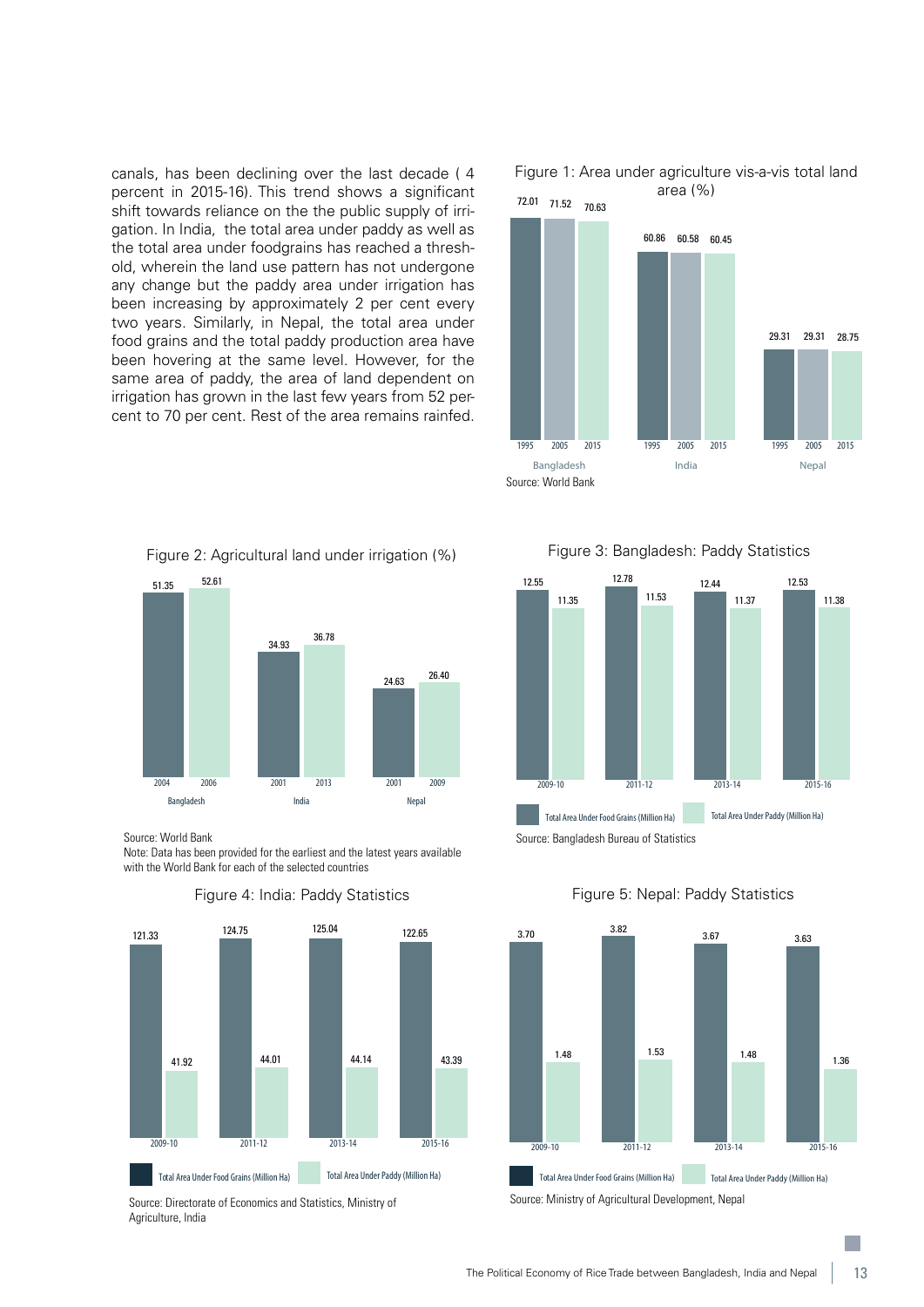canals, has been declining over the last decade ( 4 percent in 2015-16). This trend shows a significant shift towards reliance on the the public supply of irrigation. In India, the total area under paddy as well as the total area under foodgrains has reached a threshold, wherein the land use pattern has not undergone any change but the paddy area under irrigation has been increasing by approximately 2 per cent every two years. Similarly, in Nepal, the total area under food grains and the total paddy production area have been hovering at the same level. However, for the same area of paddy, the area of land dependent on irrigation has grown in the last few years from 52 percent to 70 per cent. Rest of the area remains rainfed.

Figure 1: Area under agriculture vis-a-vis total land area (%)

| Country | 1995 | 2005 | 2015 |
|---|---|---|---|
| Bangladesh | 72.01 | 71.52 | 70.63 |
| India | 60.86 | 60.58 | 60.45 |
| Nepal | 29.31 | 29.31 | 28.75 |

Source: World Bank

Figure 2: Agricultural land under irrigation (%)

| Country | Earliest year | Value | Latest year | Value |
|---|---|---|---|---|
| Bangladesh | 2004 | 51.35 | 2006 | 52.61 |
| India | 2001 | 34.93 | 2013 | 36.78 |
| Nepal | 2001 | 24.63 | 2009 | 26.40 |

Source: World Bank

Note: Data has been provided for the earliest and the latest years available with the World Bank for each of the selected countries

Figure 3: Bangladesh: Paddy Statistics

| Year | Total Area Under Food Grains (Million Ha) | Total Area Under Paddy (Million Ha) |
|---|---|---|
| 2009-10 | 12.55 | 11.35 |
| 2011-12 | 12.78 | 11.53 |
| 2013-14 | 12.44 | 11.37 |
| 2015-16 | 12.53 | 11.38 |

Source: Bangladesh Bureau of Statistics

Figure 4: India: Paddy Statistics

| Year | Total Area Under Food Grains (Million Ha) | Total Area Under Paddy (Million Ha) |
|---|---|---|
| 2009-10 | 121.33 | 41.92 |
| 2011-12 | 124.75 | 44.01 |
| 2013-14 | 125.04 | 44.14 |
| 2015-16 | 122.65 | 43.39 |

Source: Directorate of Economics and Statistics, Ministry of Agriculture, India

Figure 5: Nepal: Paddy Statistics

| Year | Total Area Under Food Grains (Million Ha) | Total Area Under Paddy (Million Ha) |
|---|---|---|
| 2009-10 | 3.70 | 1.48 |
| 2011-12 | 3.82 | 1.53 |
| 2013-14 | 3.67 | 1.48 |
| 2015-16 | 3.63 | 1.36 |

Source: Ministry of Agricultural Development, Nepal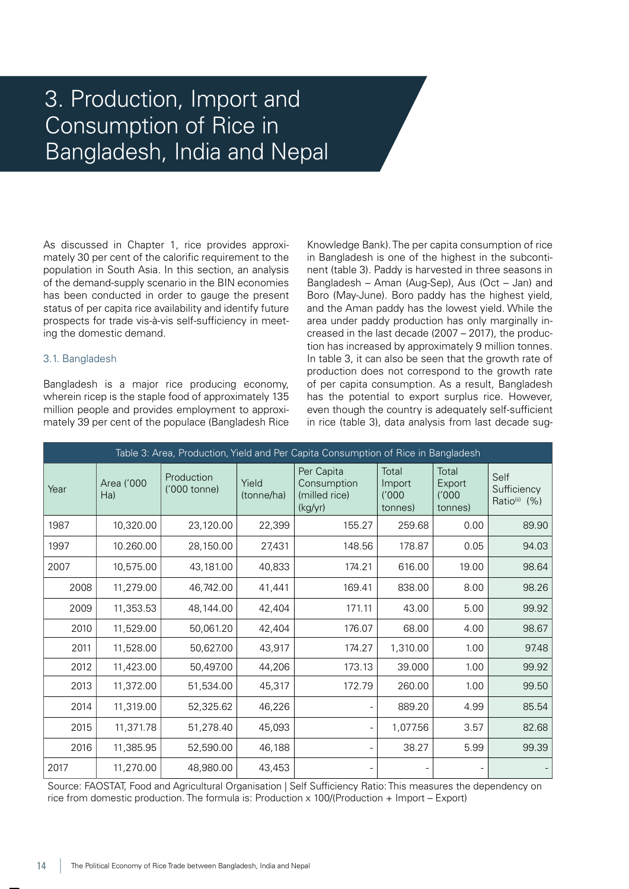# 3. Production, Import and Consumption of Rice in Bangladesh, India and Nepal

As discussed in Chapter 1, rice provides approximately 30 per cent of the calorific requirement to the population in South Asia. In this section, an analysis of the demand-supply scenario in the BIN economies has been conducted in order to gauge the present status of per capita rice availability and identify future prospects for trade vis-à-vis self-sufficiency in meeting the domestic demand.

### 3.1. Bangladesh

Bangladesh is a major rice producing economy, wherein ricep is the staple food of approximately 135 million people and provides employment to approximately 39 per cent of the populace (Bangladesh Rice Knowledge Bank). The per capita consumption of rice in Bangladesh is one of the highest in the subcontinent (table 3). Paddy is harvested in three seasons in Bangladesh – Aman (Aug-Sep), Aus (Oct – Jan) and Boro (May-June). Boro paddy has the highest yield, and the Aman paddy has the lowest yield. While the area under paddy production has only marginally increased in the last decade (2007 – 2017), the production has increased by approximately 9 million tonnes. In table 3, it can also be seen that the growth rate of production does not correspond to the growth rate of per capita consumption. As a result, Bangladesh has the potential to export surplus rice. However, even though the country is adequately self-sufficient in rice (table 3), data analysis from last decade sug-

Table 3: Area, Production, Yield and Per Capita Consumption of Rice in Bangladesh

| Year | Area ('000 Ha) | Production ('000 tonne) | Yield (tonne/ha) | Per Capita Consumption (milled rice) (kg/yr) | Total Import ('000 tonnes) | Total Export ('000 tonnes) | Self Sufficiency Ratio[iii] (%) |
|---|---|---|---|---|---|---|---|
| 1987 | 10,320.00 | 23,120.00 | 22,399 | 155.27 | 259.68 | 0.00 | 89.90 |
| 1997 | 10.260.00 | 28,150.00 | 27,431 | 148.56 | 178.87 | 0.05 | 94.03 |
| 2007 | 10,575.00 | 43,181.00 | 40,833 | 174.21 | 616.00 | 19.00 | 98.64 |
| 2008 | 11,279.00 | 46,742.00 | 41,441 | 169.41 | 838.00 | 8.00 | 98.26 |
| 2009 | 11,353.53 | 48,144.00 | 42,404 | 171.11 | 43.00 | 5.00 | 99.92 |
| 2010 | 11,529.00 | 50,061.20 | 42,404 | 176.07 | 68.00 | 4.00 | 98.67 |
| 2011 | 11,528.00 | 50,627.00 | 43,917 | 174.27 | 1,310.00 | 1.00 | 97.48 |
| 2012 | 11,423.00 | 50,497.00 | 44,206 | 173.13 | 39.000 | 1.00 | 99.92 |
| 2013 | 11,372.00 | 51,534.00 | 45,317 | 172.79 | 260.00 | 1.00 | 99.50 |
| 2014 | 11,319.00 | 52,325.62 | 46,226 | - | 889.20 | 4.99 | 85.54 |
| 2015 | 11,371.78 | 51,278.40 | 45,093 | - | 1,077.56 | 3.57 | 82.68 |
| 2016 | 11,385.95 | 52,590.00 | 46,188 | - | 38.27 | 5.99 | 99.39 |
| 2017 | 11,270.00 | 48,980.00 | 43,453 | - | - | - | - |

Source: FAOSTAT, Food and Agricultural Organisation | Self Sufficiency Ratio: This measures the dependency on rice from domestic production. The formula is: Production x 100/(Production + Import – Export)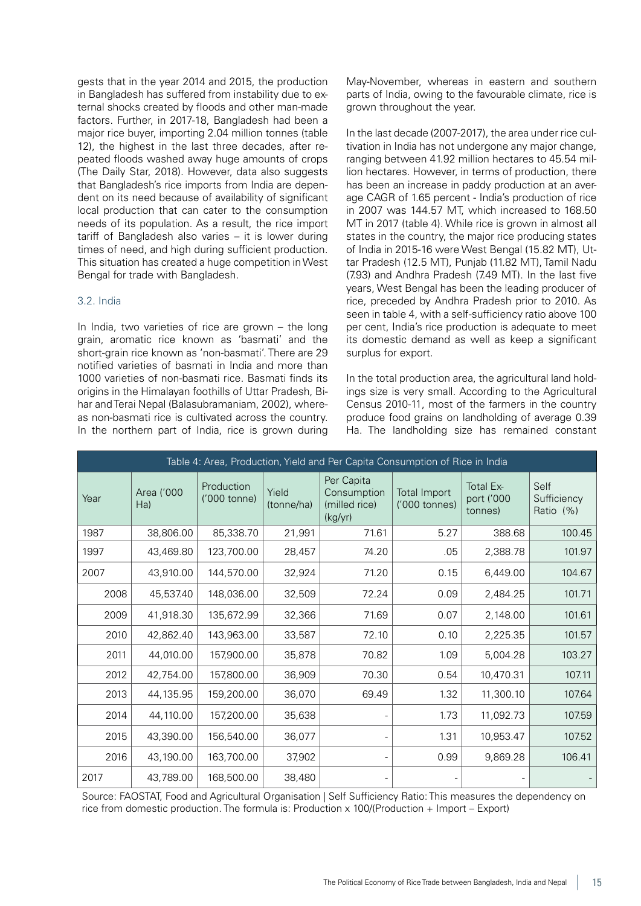gests that in the year 2014 and 2015, the production in Bangladesh has suffered from instability due to external shocks created by floods and other man-made factors. Further, in 2017-18, Bangladesh had been a major rice buyer, importing 2.04 million tonnes (table 12), the highest in the last three decades, after repeated floods washed away huge amounts of crops (The Daily Star, 2018). However, data also suggests that Bangladesh's rice imports from India are dependent on its need because of availability of significant local production that can cater to the consumption needs of its population. As a result, the rice import tariff of Bangladesh also varies – it is lower during times of need, and high during sufficient production. This situation has created a huge competition in West Bengal for trade with Bangladesh.

### 3.2. India

In India, two varieties of rice are grown – the long grain, aromatic rice known as 'basmati' and the short-grain rice known as 'non-basmati'. There are 29 notified varieties of basmati in India and more than 1000 varieties of non-basmati rice. Basmati finds its origins in the Himalayan foothills of Uttar Pradesh, Bihar and Terai Nepal (Balasubramaniam, 2002), whereas non-basmati rice is cultivated across the country. In the northern part of India, rice is grown during May-November, whereas in eastern and southern parts of India, owing to the favourable climate, rice is grown throughout the year.

In the last decade (2007-2017), the area under rice cultivation in India has not undergone any major change, ranging between 41.92 million hectares to 45.54 million hectares. However, in terms of production, there has been an increase in paddy production at an average CAGR of 1.65 percent - India's production of rice in 2007 was 144.57 MT, which increased to 168.50 MT in 2017 (table 4). While rice is grown in almost all states in the country, the major rice producing states of India in 2015-16 were West Bengal (15.82 MT), Uttar Pradesh (12.5 MT), Punjab (11.82 MT), Tamil Nadu (7.93) and Andhra Pradesh (7.49 MT). In the last five years, West Bengal has been the leading producer of rice, preceded by Andhra Pradesh prior to 2010. As seen in table 4, with a self-sufficiency ratio above 100 per cent, India's rice production is adequate to meet its domestic demand as well as keep a significant surplus for export.

In the total production area, the agricultural land holdings size is very small. According to the Agricultural Census 2010-11, most of the farmers in the country produce food grains on landholding of average 0.39 Ha. The landholding size has remained constant

Table 4: Area, Production, Yield and Per Capita Consumption of Rice in India

| Year | Area ('000 Ha) | Production ('000 tonne) | Yield (tonne/ha) | Per Capita Consumption (milled rice) (kg/yr) | Total Import ('000 tonnes) | Total Export ('000 tonnes) | Self Sufficiency Ratio (%) |
|---|---|---|---|---|---|---|---|
| 1987 | 38,806.00 | 85,338.70 | 21,991 | 71.61 | 5.27 | 388.68 | 100.45 |
| 1997 | 43,469.80 | 123,700.00 | 28,457 | 74.20 | .05 | 2,388.78 | 101.97 |
| 2007 | 43,910.00 | 144,570.00 | 32,924 | 71.20 | 0.15 | 6,449.00 | 104.67 |
| 2008 | 45,537.40 | 148,036.00 | 32,509 | 72.24 | 0.09 | 2,484.25 | 101.71 |
| 2009 | 41,918.30 | 135,672.99 | 32,366 | 71.69 | 0.07 | 2,148.00 | 101.61 |
| 2010 | 42,862.40 | 143,963.00 | 33,587 | 72.10 | 0.10 | 2,225.35 | 101.57 |
| 2011 | 44,010.00 | 157,900.00 | 35,878 | 70.82 | 1.09 | 5,004.28 | 103.27 |
| 2012 | 42,754.00 | 157,800.00 | 36,909 | 70.30 | 0.54 | 10,470.31 | 107.11 |
| 2013 | 44,135.95 | 159,200.00 | 36,070 | 69.49 | 1.32 | 11,300.10 | 107.64 |
| 2014 | 44,110.00 | 157,200.00 | 35,638 | - | 1.73 | 11,092.73 | 107.59 |
| 2015 | 43,390.00 | 156,540.00 | 36,077 | - | 1.31 | 10,953.47 | 107.52 |
| 2016 | 43,190.00 | 163,700.00 | 37,902 | - | 0.99 | 9,869.28 | 106.41 |
| 2017 | 43,789.00 | 168,500.00 | 38,480 | - | - | - | - |

Source: FAOSTAT, Food and Agricultural Organisation | Self Sufficiency Ratio: This measures the dependency on rice from domestic production. The formula is: Production x 100/(Production + Import – Export)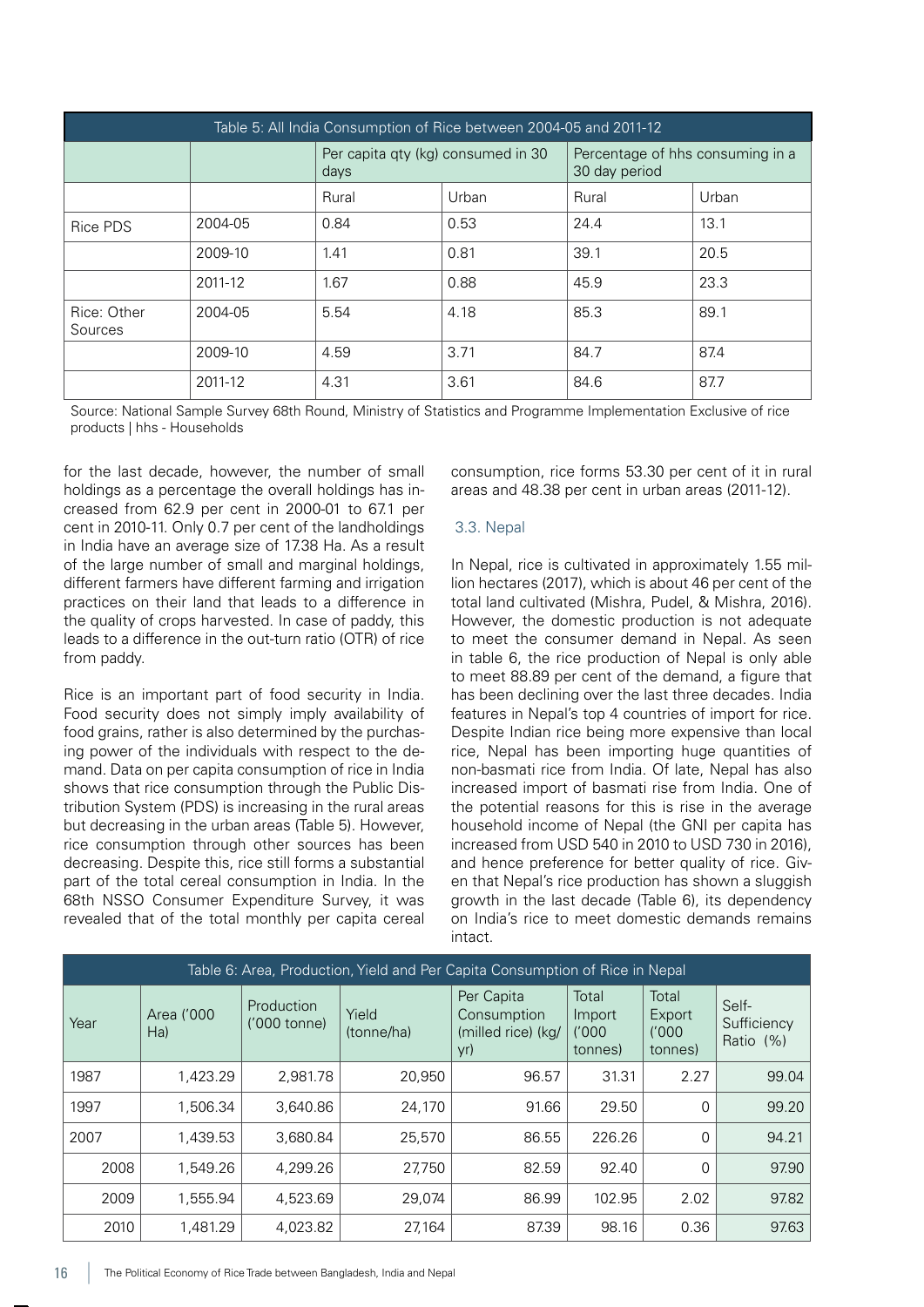| Table 5: All India Consumption of Rice between 2004-05 and 2011-12 | | | | | |
|---|---|---|---|---|---|
| | | Per capita qty (kg) consumed in 30 days | | Percentage of hhs consuming in a 30 day period | |
| | | Rural | Urban | Rural | Urban |
| Rice PDS | 2004-05 | 0.84 | 0.53 | 24.4 | 13.1 |
| | 2009-10 | 1.41 | 0.81 | 39.1 | 20.5 |
| | 2011-12 | 1.67 | 0.88 | 45.9 | 23.3 |
| Rice: Other Sources | 2004-05 | 5.54 | 4.18 | 85.3 | 89.1 |
| | 2009-10 | 4.59 | 3.71 | 84.7 | 87.4 |
| | 2011-12 | 4.31 | 3.61 | 84.6 | 87.7 |

Source: National Sample Survey 68th Round, Ministry of Statistics and Programme Implementation Exclusive of rice products | hhs - Households

for the last decade, however, the number of small holdings as a percentage the overall holdings has increased from 62.9 per cent in 2000-01 to 67.1 per cent in 2010-11. Only 0.7 per cent of the landholdings in India have an average size of 17.38 Ha. As a result of the large number of small and marginal holdings, different farmers have different farming and irrigation practices on their land that leads to a difference in the quality of crops harvested. In case of paddy, this leads to a difference in the out-turn ratio (OTR) of rice from paddy.

Rice is an important part of food security in India. Food security does not simply imply availability of food grains, rather is also determined by the purchasing power of the individuals with respect to the demand. Data on per capita consumption of rice in India shows that rice consumption through the Public Distribution System (PDS) is increasing in the rural areas but decreasing in the urban areas (Table 5). However, rice consumption through other sources has been decreasing. Despite this, rice still forms a substantial part of the total cereal consumption in India. In the 68th NSSO Consumer Expenditure Survey, it was revealed that of the total monthly per capita cereal consumption, rice forms 53.30 per cent of it in rural areas and 48.38 per cent in urban areas (2011-12).

### 3.3. Nepal

In Nepal, rice is cultivated in approximately 1.55 million hectares (2017), which is about 46 per cent of the total land cultivated (Mishra, Pudel, & Mishra, 2016). However, the domestic production is not adequate to meet the consumer demand in Nepal. As seen in table 6, the rice production of Nepal is only able to meet 88.89 per cent of the demand, a figure that has been declining over the last three decades. India features in Nepal's top 4 countries of import for rice. Despite Indian rice being more expensive than local rice, Nepal has been importing huge quantities of non-basmati rice from India. Of late, Nepal has also increased import of basmati rise from India. One of the potential reasons for this is rise in the average household income of Nepal (the GNI per capita has increased from USD 540 in 2010 to USD 730 in 2016), and hence preference for better quality of rice. Given that Nepal's rice production has shown a sluggish growth in the last decade (Table 6), its dependency on India's rice to meet domestic demands remains intact.

| Table 6: Area, Production, Yield and Per Capita Consumption of Rice in Nepal | | | | | | | |
|---|---|---|---|---|---|---|---|
| Year | Area ('000 Ha) | Production ('000 tonne) | Yield (tonne/ha) | Per Capita Consumption (milled rice) (kg/yr) | Total Import ('000 tonnes) | Total Export ('000 tonnes) | Self-Sufficiency Ratio (%) |
| 1987 | 1,423.29 | 2,981.78 | 20,950 | 96.57 | 31.31 | 2.27 | 99.04 |
| 1997 | 1,506.34 | 3,640.86 | 24,170 | 91.66 | 29.50 | 0 | 99.20 |
| 2007 | 1,439.53 | 3,680.84 | 25,570 | 86.55 | 226.26 | 0 | 94.21 |
| 2008 | 1,549.26 | 4,299.26 | 27,750 | 82.59 | 92.40 | 0 | 97.90 |
| 2009 | 1,555.94 | 4,523.69 | 29,074 | 86.99 | 102.95 | 2.02 | 97.82 |
| 2010 | 1,481.29 | 4,023.82 | 27,164 | 87.39 | 98.16 | 0.36 | 97.63 |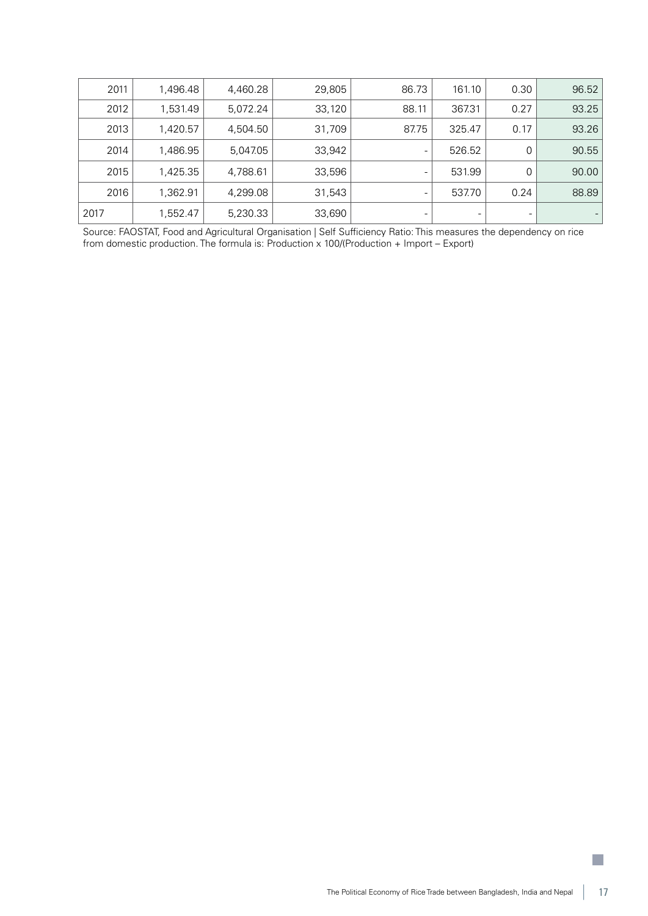| | | | | | | | |
|---|---|---|---|---|---|---|---|
| 2011 | 1,496.48 | 4,460.28 | 29,805 | 86.73 | 161.10 | 0.30 | 96.52 |
| 2012 | 1,531.49 | 5,072.24 | 33,120 | 88.11 | 367.31 | 0.27 | 93.25 |
| 2013 | 1,420.57 | 4,504.50 | 31,709 | 87.75 | 325.47 | 0.17 | 93.26 |
| 2014 | 1,486.95 | 5,047.05 | 33,942 | - | 526.52 | 0 | 90.55 |
| 2015 | 1,425.35 | 4,788.61 | 33,596 | - | 531.99 | 0 | 90.00 |
| 2016 | 1,362.91 | 4,299.08 | 31,543 | - | 537.70 | 0.24 | 88.89 |
| 2017 | 1,552.47 | 5,230.33 | 33,690 | - | - | - | - |

Source: FAOSTAT, Food and Agricultural Organisation | Self Sufficiency Ratio: This measures the dependency on rice from domestic production. The formula is: Production x 100/(Production + Import – Export)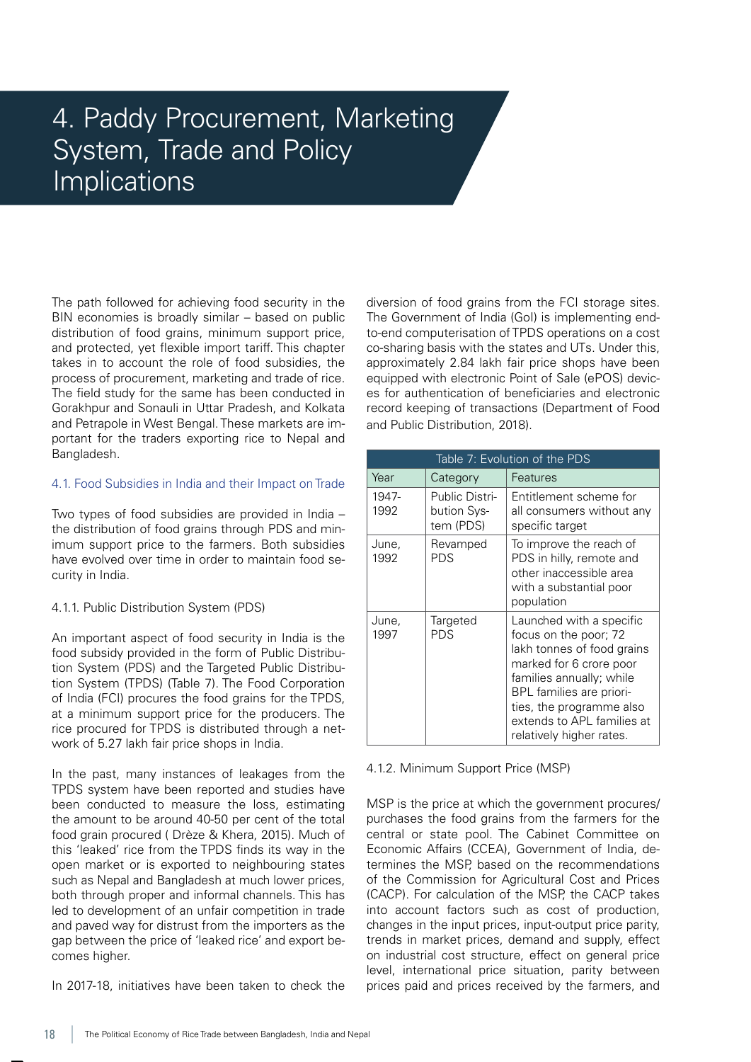# 4. Paddy Procurement, Marketing System, Trade and Policy Implications

The path followed for achieving food security in the BIN economies is broadly similar – based on public distribution of food grains, minimum support price, and protected, yet flexible import tariff. This chapter takes in to account the role of food subsidies, the process of procurement, marketing and trade of rice. The field study for the same has been conducted in Gorakhpur and Sonauli in Uttar Pradesh, and Kolkata and Petrapole in West Bengal. These markets are important for the traders exporting rice to Nepal and Bangladesh.

## 4.1. Food Subsidies in India and their Impact on Trade

Two types of food subsidies are provided in India – the distribution of food grains through PDS and minimum support price to the farmers. Both subsidies have evolved over time in order to maintain food security in India.

### 4.1.1. Public Distribution System (PDS)

An important aspect of food security in India is the food subsidy provided in the form of Public Distribution System (PDS) and the Targeted Public Distribution System (TPDS) (Table 7). The Food Corporation of India (FCI) procures the food grains for the TPDS, at a minimum support price for the producers. The rice procured for TPDS is distributed through a network of 5.27 lakh fair price shops in India.

In the past, many instances of leakages from the TPDS system have been reported and studies have been conducted to measure the loss, estimating the amount to be around 40-50 per cent of the total food grain procured ( Drèze & Khera, 2015). Much of this 'leaked' rice from the TPDS finds its way in the open market or is exported to neighbouring states such as Nepal and Bangladesh at much lower prices, both through proper and informal channels. This has led to development of an unfair competition in trade and paved way for distrust from the importers as the gap between the price of 'leaked rice' and export becomes higher.

In 2017-18, initiatives have been taken to check the diversion of food grains from the FCI storage sites. The Government of India (GoI) is implementing end-to-end computerisation of TPDS operations on a cost co-sharing basis with the states and UTs. Under this, approximately 2.84 lakh fair price shops have been equipped with electronic Point of Sale (ePOS) devices for authentication of beneficiaries and electronic record keeping of transactions (Department of Food and Public Distribution, 2018).

Table 7: Evolution of the PDS

| Year | Category | Features |
|---|---|---|
| 1947-1992 | Public Distribution System (PDS) | Entitlement scheme for all consumers without any specific target |
| June, 1992 | Revamped PDS | To improve the reach of PDS in hilly, remote and other inaccessible area with a substantial poor population |
| June, 1997 | Targeted PDS | Launched with a specific focus on the poor; 72 lakh tonnes of food grains marked for 6 crore poor families annually; while BPL families are priorities, the programme also extends to APL families at relatively higher rates. |

### 4.1.2. Minimum Support Price (MSP)

MSP is the price at which the government procures/purchases the food grains from the farmers for the central or state pool. The Cabinet Committee on Economic Affairs (CCEA), Government of India, determines the MSP, based on the recommendations of the Commission for Agricultural Cost and Prices (CACP). For calculation of the MSP, the CACP takes into account factors such as cost of production, changes in the input prices, input-output price parity, trends in market prices, demand and supply, effect on industrial cost structure, effect on general price level, international price situation, parity between prices paid and prices received by the farmers, and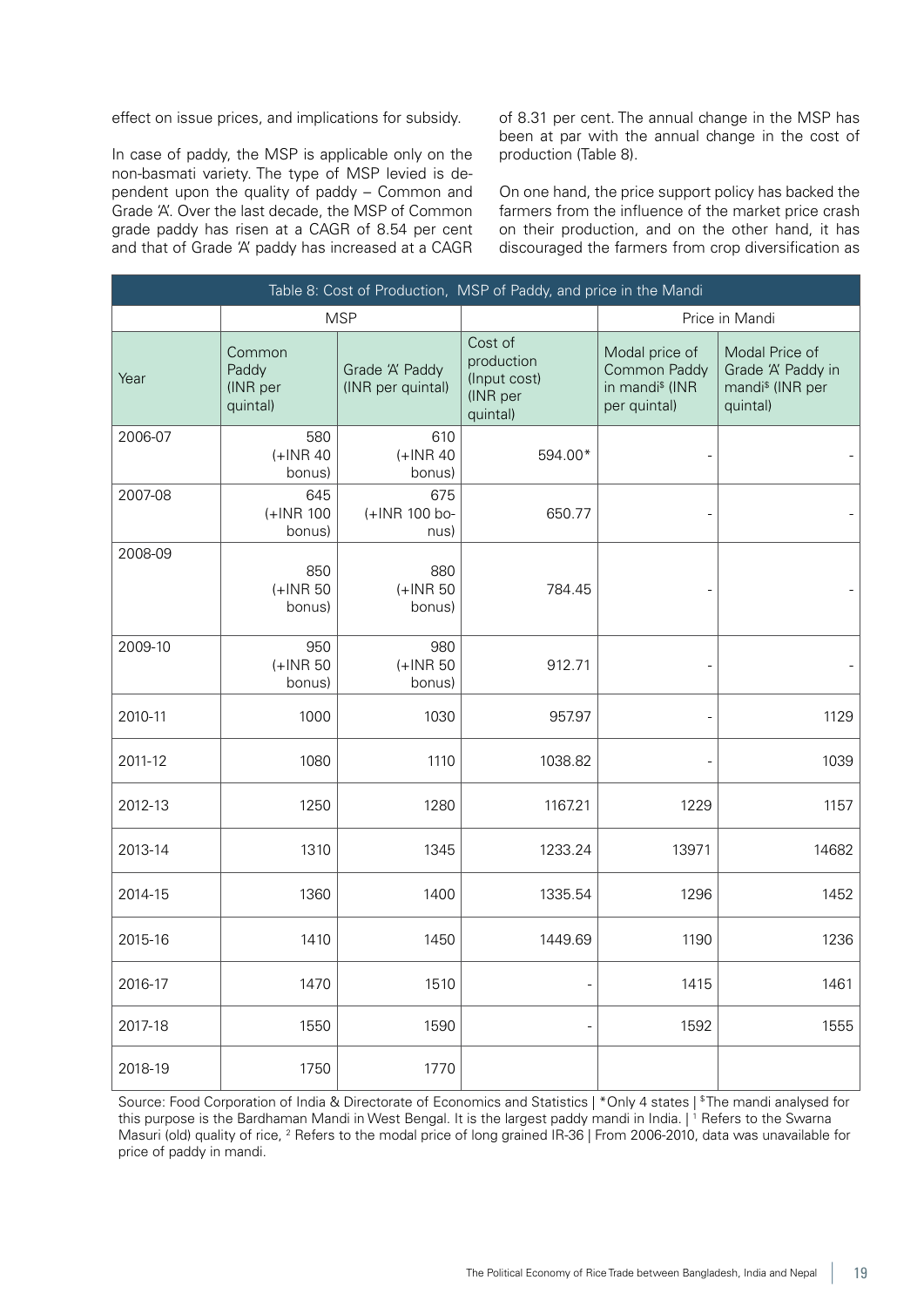effect on issue prices, and implications for subsidy.

In case of paddy, the MSP is applicable only on the non-basmati variety. The type of MSP levied is dependent upon the quality of paddy – Common and Grade 'A'. Over the last decade, the MSP of Common grade paddy has risen at a CAGR of 8.54 per cent and that of Grade 'A' paddy has increased at a CAGR of 8.31 per cent. The annual change in the MSP has been at par with the annual change in the cost of production (Table 8).

On one hand, the price support policy has backed the farmers from the influence of the market price crash on their production, and on the other hand, it has discouraged the farmers from crop diversification as

Table 8: Cost of Production, MSP of Paddy, and price in the Mandi

| | MSP | | | Price in Mandi | |
|---|---|---|---|---|---|
| Year | Common Paddy (INR per quintal) | Grade 'A' Paddy (INR per quintal) | Cost of production (Input cost) (INR per quintal) | Modal price of Common Paddy in mandi$ (INR per quintal) | Modal Price of Grade 'A' Paddy in mandi$ (INR per quintal) |
| 2006-07 | 580 (+INR 40 bonus) | 610 (+INR 40 bonus) | 594.00* | - | - |
| 2007-08 | 645 (+INR 100 bonus) | 675 (+INR 100 bonus) | 650.77 | - | - |
| 2008-09 | 850 (+INR 50 bonus) | 880 (+INR 50 bonus) | 784.45 | - | - |
| 2009-10 | 950 (+INR 50 bonus) | 980 (+INR 50 bonus) | 912.71 | - | - |
| 2010-11 | 1000 | 1030 | 957.97 | - | 1129 |
| 2011-12 | 1080 | 1110 | 1038.82 | - | 1039 |
| 2012-13 | 1250 | 1280 | 1167.21 | 1229 | 1157 |
| 2013-14 | 1310 | 1345 | 1233.24 | 13971 | 14682 |
| 2014-15 | 1360 | 1400 | 1335.54 | 1296 | 1452 |
| 2015-16 | 1410 | 1450 | 1449.69 | 1190 | 1236 |
| 2016-17 | 1470 | 1510 | - | 1415 | 1461 |
| 2017-18 | 1550 | 1590 | - | 1592 | 1555 |
| 2018-19 | 1750 | 1770 | | | |

Source: Food Corporation of India & Directorate of Economics and Statistics | *Only 4 states | $The mandi analysed for this purpose is the Bardhaman Mandi in West Bengal. It is the largest paddy mandi in India. | [1] Refers to the Swarna Masuri (old) quality of rice, [2] Refers to the modal price of long grained IR-36 | From 2006-2010, data was unavailable for price of paddy in mandi.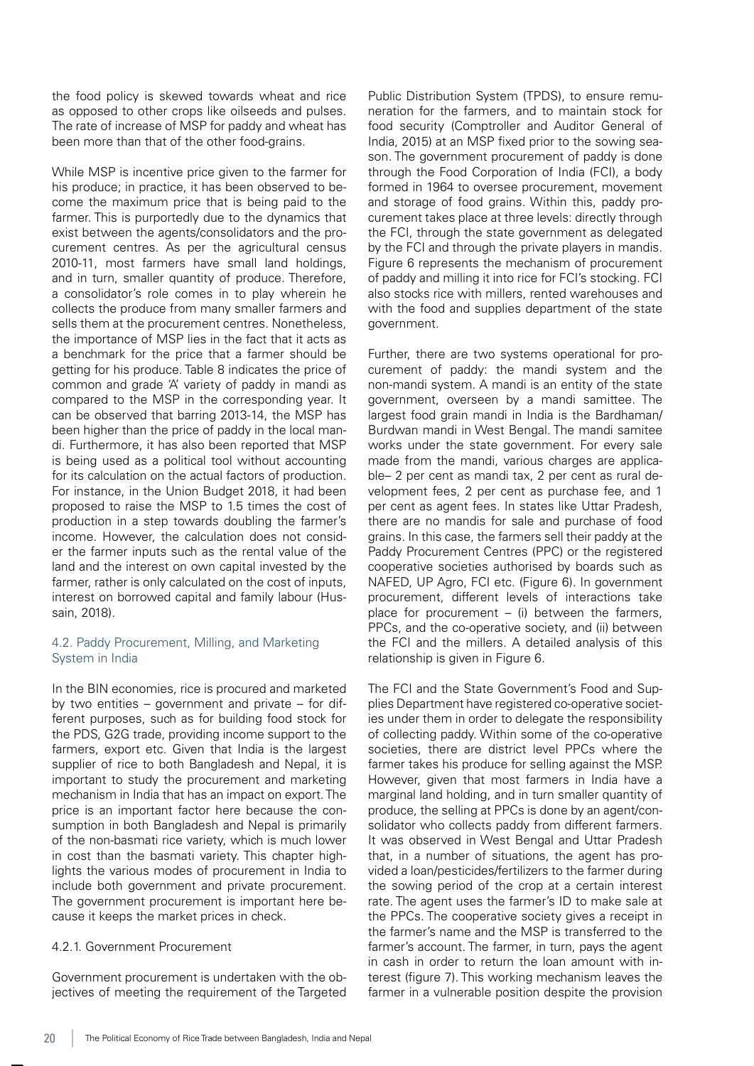the food policy is skewed towards wheat and rice as opposed to other crops like oilseeds and pulses. The rate of increase of MSP for paddy and wheat has been more than that of the other food-grains.

While MSP is incentive price given to the farmer for his produce; in practice, it has been observed to become the maximum price that is being paid to the farmer. This is purportedly due to the dynamics that exist between the agents/consolidators and the procurement centres. As per the agricultural census 2010-11, most farmers have small land holdings, and in turn, smaller quantity of produce. Therefore, a consolidator's role comes in to play wherein he collects the produce from many smaller farmers and sells them at the procurement centres. Nonetheless, the importance of MSP lies in the fact that it acts as a benchmark for the price that a farmer should be getting for his produce. Table 8 indicates the price of common and grade 'A' variety of paddy in mandi as compared to the MSP in the corresponding year. It can be observed that barring 2013-14, the MSP has been higher than the price of paddy in the local mandi. Furthermore, it has also been reported that MSP is being used as a political tool without accounting for its calculation on the actual factors of production. For instance, in the Union Budget 2018, it had been proposed to raise the MSP to 1.5 times the cost of production in a step towards doubling the farmer's income. However, the calculation does not consider the farmer inputs such as the rental value of the land and the interest on own capital invested by the farmer, rather is only calculated on the cost of inputs, interest on borrowed capital and family labour (Hussain, 2018).

## 4.2. Paddy Procurement, Milling, and Marketing System in India

In the BIN economies, rice is procured and marketed by two entities – government and private – for different purposes, such as for building food stock for the PDS, G2G trade, providing income support to the farmers, export etc. Given that India is the largest supplier of rice to both Bangladesh and Nepal, it is important to study the procurement and marketing mechanism in India that has an impact on export. The price is an important factor here because the consumption in both Bangladesh and Nepal is primarily of the non-basmati rice variety, which is much lower in cost than the basmati variety. This chapter highlights the various modes of procurement in India to include both government and private procurement. The government procurement is important here because it keeps the market prices in check.

### 4.2.1. Government Procurement

Government procurement is undertaken with the objectives of meeting the requirement of the Targeted Public Distribution System (TPDS), to ensure remuneration for the farmers, and to maintain stock for food security (Comptroller and Auditor General of India, 2015) at an MSP fixed prior to the sowing season. The government procurement of paddy is done through the Food Corporation of India (FCI), a body formed in 1964 to oversee procurement, movement and storage of food grains. Within this, paddy procurement takes place at three levels: directly through the FCI, through the state government as delegated by the FCI and through the private players in mandis. Figure 6 represents the mechanism of procurement of paddy and milling it into rice for FCI's stocking. FCI also stocks rice with millers, rented warehouses and with the food and supplies department of the state government.

Further, there are two systems operational for procurement of paddy: the mandi system and the non-mandi system. A mandi is an entity of the state government, overseen by a mandi samittee. The largest food grain mandi in India is the Bardhaman/ Burdwan mandi in West Bengal. The mandi samitee works under the state government. For every sale made from the mandi, various charges are applicable– 2 per cent as mandi tax, 2 per cent as rural development fees, 2 per cent as purchase fee, and 1 per cent as agent fees. In states like Uttar Pradesh, there are no mandis for sale and purchase of food grains. In this case, the farmers sell their paddy at the Paddy Procurement Centres (PPC) or the registered cooperative societies authorised by boards such as NAFED, UP Agro, FCI etc. (Figure 6). In government procurement, different levels of interactions take place for procurement – (i) between the farmers, PPCs, and the co-operative society, and (ii) between the FCI and the millers. A detailed analysis of this relationship is given in Figure 6.

The FCI and the State Government's Food and Supplies Department have registered co-operative societies under them in order to delegate the responsibility of collecting paddy. Within some of the co-operative societies, there are district level PPCs where the farmer takes his produce for selling against the MSP. However, given that most farmers in India have a marginal land holding, and in turn smaller quantity of produce, the selling at PPCs is done by an agent/consolidator who collects paddy from different farmers. It was observed in West Bengal and Uttar Pradesh that, in a number of situations, the agent has provided a loan/pesticides/fertilizers to the farmer during the sowing period of the crop at a certain interest rate. The agent uses the farmer's ID to make sale at the PPCs. The cooperative society gives a receipt in the farmer's name and the MSP is transferred to the farmer's account. The farmer, in turn, pays the agent in cash in order to return the loan amount with interest (figure 7). This working mechanism leaves the farmer in a vulnerable position despite the provision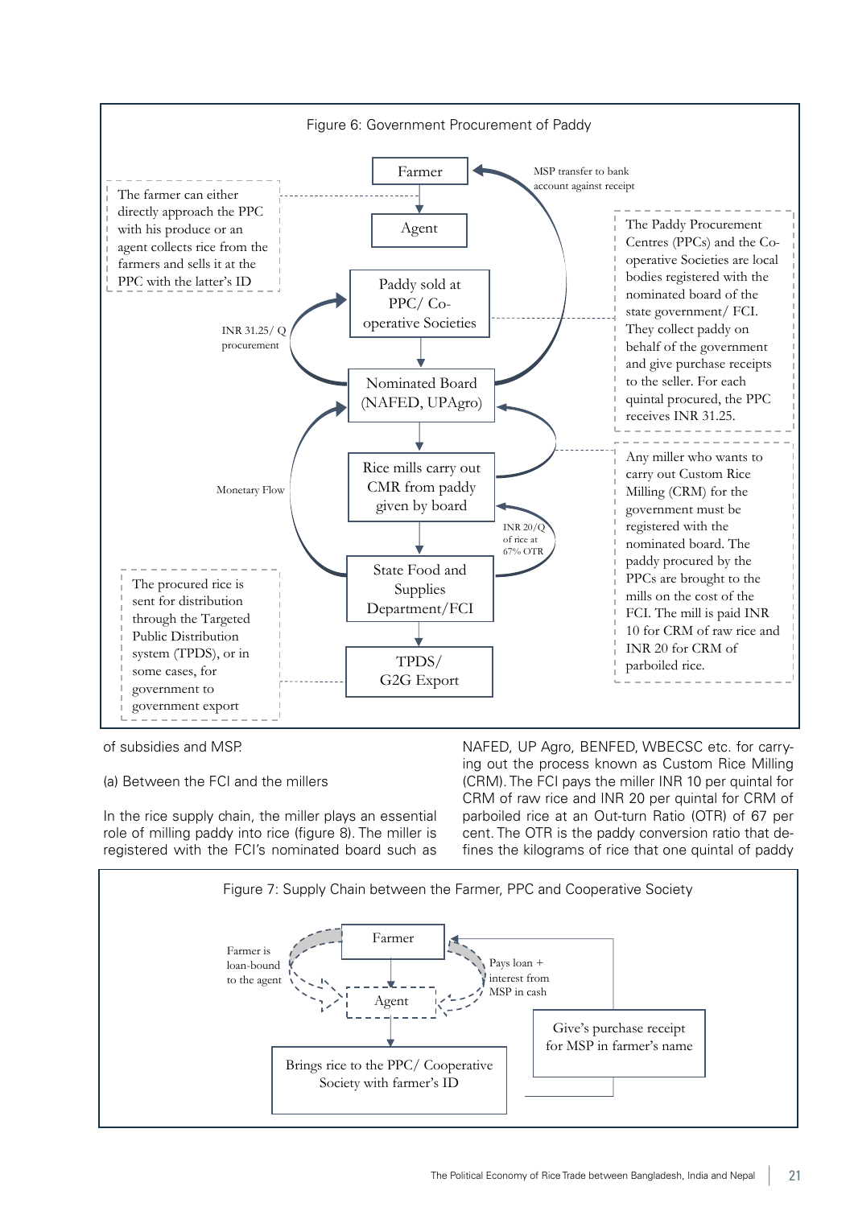Figure 6: Government Procurement of Paddy

Farmer

Agent

Paddy sold at PPC/ Co-operative Societies

Nominated Board (NAFED, UPAgro)

Rice mills carry out CMR from paddy given by board

State Food and Supplies Department/FCI

TPDS/ G2G Export

MSP transfer to bank account against receipt

INR 31.25/ Q procurement

Monetary Flow

INR 20/Q of rice at 67% OTR

The farmer can either directly approach the PPC with his produce or an agent collects rice from the farmers and sells it at the PPC with the latter's ID

The Paddy Procurement Centres (PPCs) and the Co-operative Societies are local bodies registered with the nominated board of the state government/ FCI. They collect paddy on behalf of the government and give purchase receipts to the seller. For each quintal procured, the PPC receives INR 31.25.

Any miller who wants to carry out Custom Rice Milling (CRM) for the government must be registered with the nominated board. The paddy procured by the PPCs are brought to the mills on the cost of the FCI. The mill is paid INR 10 for CRM of raw rice and INR 20 for CRM of parboiled rice.

The procured rice is sent for distribution through the Targeted Public Distribution system (TPDS), or in some cases, for government to government export

of subsidies and MSP.

(a) Between the FCI and the millers

In the rice supply chain, the miller plays an essential role of milling paddy into rice (figure 8). The miller is registered with the FCI's nominated board such as NAFED, UP Agro, BENFED, WBECSC etc. for carrying out the process known as Custom Rice Milling (CRM). The FCI pays the miller INR 10 per quintal for CRM of raw rice and INR 20 per quintal for CRM of parboiled rice at an Out-turn Ratio (OTR) of 67 per cent. The OTR is the paddy conversion ratio that defines the kilograms of rice that one quintal of paddy

Figure 7: Supply Chain between the Farmer, PPC and Cooperative Society

Farmer

Agent

Brings rice to the PPC/ Cooperative Society with farmer's ID

Give's purchase receipt for MSP in farmer's name

Farmer is loan-bound to the agent

Pays loan + interest from MSP in cash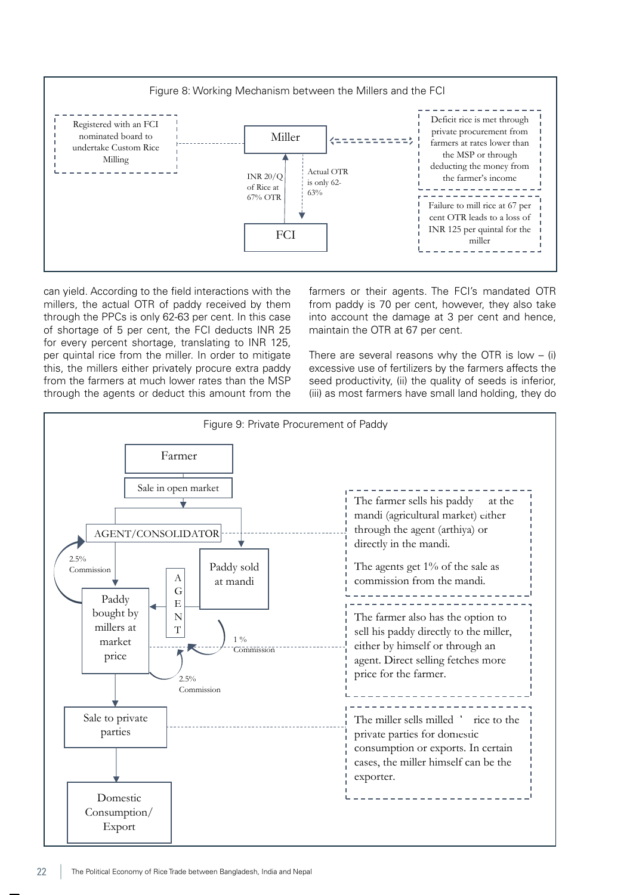Figure 8: Working Mechanism between the Millers and the FCI

Registered with an FCI nominated board to undertake Custom Rice Milling

Miller

Deficit rice is met through private procurement from farmers at rates lower than the MSP or through deducting the money from the farmer's income

INR 20/Q of Rice at 67% OTR

Actual OTR is only 62-63%

Failure to mill rice at 67 per cent OTR leads to a loss of INR 125 per quintal for the miller

FCI

can yield. According to the field interactions with the millers, the actual OTR of paddy received by them through the PPCs is only 62-63 per cent. In this case of shortage of 5 per cent, the FCI deducts INR 25 for every percent shortage, translating to INR 125, per quintal rice from the miller. In order to mitigate this, the millers either privately procure extra paddy from the farmers at much lower rates than the MSP through the agents or deduct this amount from the farmers or their agents. The FCI's mandated OTR from paddy is 70 per cent, however, they also take into account the damage at 3 per cent and hence, maintain the OTR at 67 per cent.

There are several reasons why the OTR is low – (i) excessive use of fertilizers by the farmers affects the seed productivity, (ii) the quality of seeds is inferior, (iii) as most farmers have small land holding, they do

Figure 9: Private Procurement of Paddy

Farmer

Sale in open market

AGENT/CONSOLIDATOR

2.5% Commission

Paddy bought by millers at market price

AGENT

Paddy sold at mandi

1 % Commission

2.5% Commission

Sale to private parties

Domestic Consumption/ Export

The farmer sells his paddy at the mandi (agricultural market) either through the agent (arthiya) or directly in the mandi.

The agents get 1% of the sale as commission from the mandi.

The farmer also has the option to sell his paddy directly to the miller, either by himself or through an agent. Direct selling fetches more price for the farmer.

The miller sells milled rice to the private parties for domestic consumption or exports. In certain cases, the miller himself can be the exporter.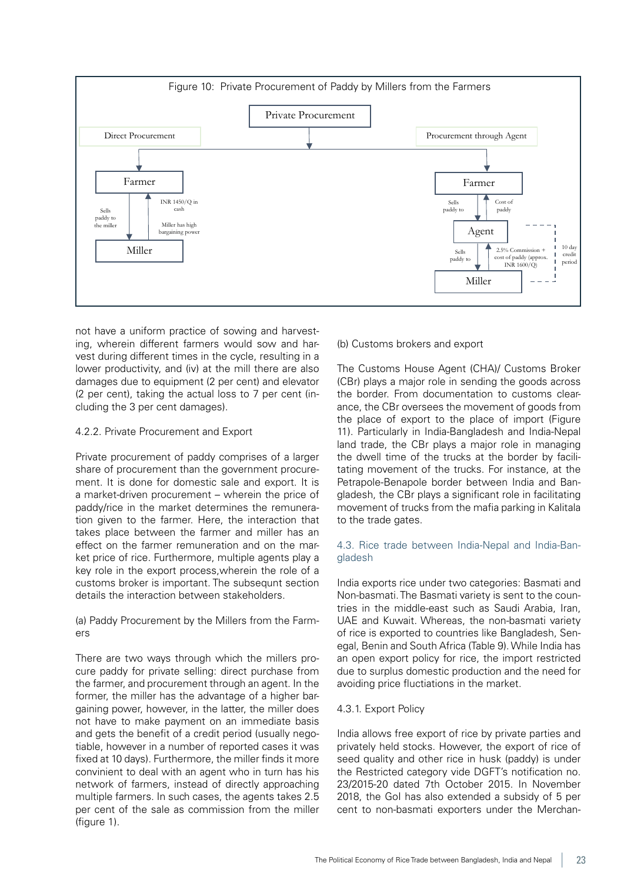Figure 10: Private Procurement of Paddy by Millers from the Farmers

Private Procurement

Direct Procurement

Procurement through Agent

Farmer

Sells paddy to the miller

INR 1450/Q in cash

Miller has high bargaining power

Miller

Farmer

Sells paddy to

Cost of paddy

Agent

Sells paddy to

2.5% Commission + cost of paddy (approx. INR 1600/Q)

10 day credit period

Miller

not have a uniform practice of sowing and harvesting, wherein different farmers would sow and harvest during different times in the cycle, resulting in a lower productivity, and (iv) at the mill there are also damages due to equipment (2 per cent) and elevator (2 per cent), taking the actual loss to 7 per cent (including the 3 per cent damages).

### 4.2.2. Private Procurement and Export

Private procurement of paddy comprises of a larger share of procurement than the government procurement. It is done for domestic sale and export. It is a market-driven procurement – wherein the price of paddy/rice in the market determines the remuneration given to the farmer. Here, the interaction that takes place between the farmer and miller has an effect on the farmer remuneration and on the market price of rice. Furthermore, multiple agents play a key role in the export process,wherein the role of a customs broker is important. The subsequnt section details the interaction between stakeholders.

(a) Paddy Procurement by the Millers from the Farmers

There are two ways through which the millers procure paddy for private selling: direct purchase from the farmer, and procurement through an agent. In the former, the miller has the advantage of a higher bargaining power, however, in the latter, the miller does not have to make payment on an immediate basis and gets the benefit of a credit period (usually negotiable, however in a number of reported cases it was fixed at 10 days). Furthermore, the miller finds it more convinient to deal with an agent who in turn has his network of farmers, instead of directly approaching multiple farmers. In such cases, the agents takes 2.5 per cent of the sale as commission from the miller (figure 1).

(b) Customs brokers and export

The Customs House Agent (CHA)/ Customs Broker (CBr) plays a major role in sending the goods across the border. From documentation to customs clearance, the CBr oversees the movement of goods from the place of export to the place of import (Figure 11). Particularly in India-Bangladesh and India-Nepal land trade, the CBr plays a major role in managing the dwell time of the trucks at the border by facilitating movement of the trucks. For instance, at the Petrapole-Benapole border between India and Bangladesh, the CBr plays a significant role in facilitating movement of trucks from the mafia parking in Kalitala to the trade gates.

## 4.3. Rice trade between India-Nepal and India-Bangladesh

India exports rice under two categories: Basmati and Non-basmati. The Basmati variety is sent to the countries in the middle-east such as Saudi Arabia, Iran, UAE and Kuwait. Whereas, the non-basmati variety of rice is exported to countries like Bangladesh, Senegal, Benin and South Africa (Table 9). While India has an open export policy for rice, the import restricted due to surplus domestic production and the need for avoiding price fluctiations in the market.

### 4.3.1. Export Policy

India allows free export of rice by private parties and privately held stocks. However, the export of rice of seed quality and other rice in husk (paddy) is under the Restricted category vide DGFT's notification no. 23/2015-20 dated 7th October 2015. In November 2018, the GoI has also extended a subsidy of 5 per cent to non-basmati exporters under the Merchan-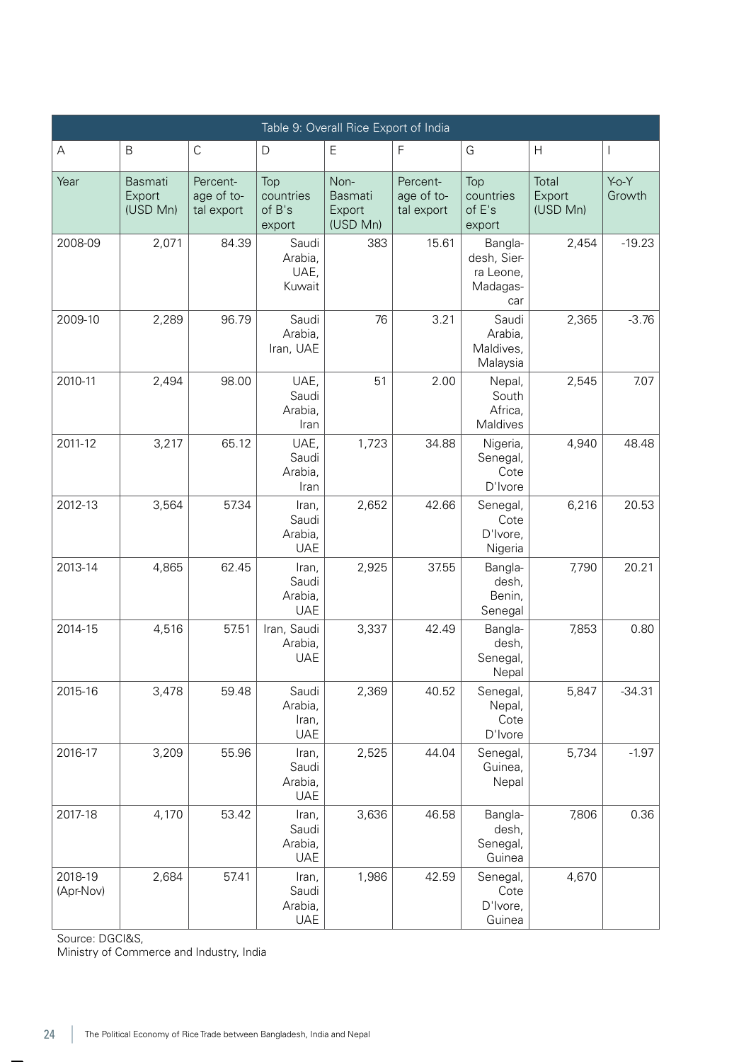Table 9: Overall Rice Export of India

| A | B | C | D | E | F | G | H | I |
|---|---|---|---|---|---|---|---|---|
| Year | Basmati Export (USD Mn) | Percentage of total export | Top countries of B's export | Non-Basmati Export (USD Mn) | Percentage of total export | Top countries of E's export | Total Export (USD Mn) | Y-o-Y Growth |
| 2008-09 | 2,071 | 84.39 | Saudi Arabia, UAE, Kuwait | 383 | 15.61 | Bangladesh, Sierra Leone, Madagascar | 2,454 | -19.23 |
| 2009-10 | 2,289 | 96.79 | Saudi Arabia, Iran, UAE | 76 | 3.21 | Saudi Arabia, Maldives, Malaysia | 2,365 | -3.76 |
| 2010-11 | 2,494 | 98.00 | UAE, Saudi Arabia, Iran | 51 | 2.00 | Nepal, South Africa, Maldives | 2,545 | 7.07 |
| 2011-12 | 3,217 | 65.12 | UAE, Saudi Arabia, Iran | 1,723 | 34.88 | Nigeria, Senegal, Cote D'Ivore | 4,940 | 48.48 |
| 2012-13 | 3,564 | 57.34 | Iran, Saudi Arabia, UAE | 2,652 | 42.66 | Senegal, Cote D'Ivore, Nigeria | 6,216 | 20.53 |
| 2013-14 | 4,865 | 62.45 | Iran, Saudi Arabia, UAE | 2,925 | 37.55 | Bangladesh, Benin, Senegal | 7,790 | 20.21 |
| 2014-15 | 4,516 | 57.51 | Iran, Saudi Arabia, UAE | 3,337 | 42.49 | Bangladesh, Senegal, Nepal | 7,853 | 0.80 |
| 2015-16 | 3,478 | 59.48 | Saudi Arabia, Iran, UAE | 2,369 | 40.52 | Senegal, Nepal, Cote D'Ivore | 5,847 | -34.31 |
| 2016-17 | 3,209 | 55.96 | Iran, Saudi Arabia, UAE | 2,525 | 44.04 | Senegal, Guinea, Nepal | 5,734 | -1.97 |
| 2017-18 | 4,170 | 53.42 | Iran, Saudi Arabia, UAE | 3,636 | 46.58 | Bangladesh, Senegal, Guinea | 7,806 | 0.36 |
| 2018-19 (Apr-Nov) | 2,684 | 57.41 | Iran, Saudi Arabia, UAE | 1,986 | 42.59 | Senegal, Cote D'Ivore, Guinea | 4,670 | |

Source: DGCI&S,
Ministry of Commerce and Industry, India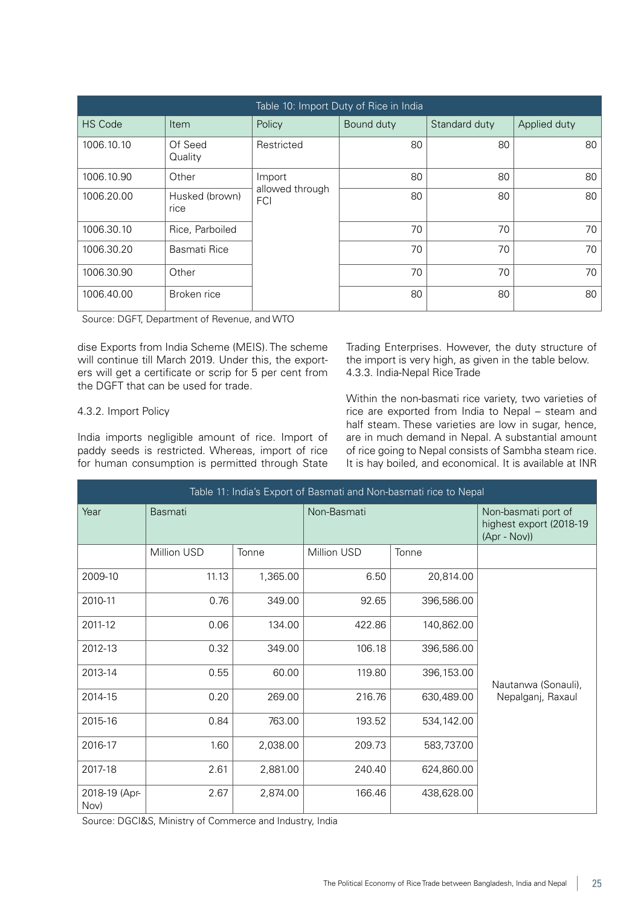| Table 10: Import Duty of Rice in India | | | | | |
|---|---|---|---|---|---|
| HS Code | Item | Policy | Bound duty | Standard duty | Applied duty |
| 1006.10.10 | Of Seed Quality | Restricted | 80 | 80 | 80 |
| 1006.10.90 | Other | Import allowed through FCI | 80 | 80 | 80 |
| 1006.20.00 | Husked (brown) rice | | 80 | 80 | 80 |
| 1006.30.10 | Rice, Parboiled | | 70 | 70 | 70 |
| 1006.30.20 | Basmati Rice | | 70 | 70 | 70 |
| 1006.30.90 | Other | | 70 | 70 | 70 |
| 1006.40.00 | Broken rice | | 80 | 80 | 80 |

Source: DGFT, Department of Revenue, and WTO

dise Exports from India Scheme (MEIS). The scheme will continue till March 2019. Under this, the exporters will get a certificate or scrip for 5 per cent from the DGFT that can be used for trade.

4.3.2. Import Policy

India imports negligible amount of rice. Import of paddy seeds is restricted. Whereas, import of rice for human consumption is permitted through State Trading Enterprises. However, the duty structure of the import is very high, as given in the table below.

4.3.3. India-Nepal Rice Trade

Within the non-basmati rice variety, two varieties of rice are exported from India to Nepal – steam and half steam. These varieties are low in sugar, hence, are in much demand in Nepal. A substantial amount of rice going to Nepal consists of Sambha steam rice. It is hay boiled, and economical. It is available at INR

| Table 11: India's Export of Basmati and Non-basmati rice to Nepal | | | | | |
|---|---|---|---|---|---|
| Year | Basmati | | Non-Basmati | | Non-basmati port of highest export (2018-19 (Apr - Nov)) |
| | Million USD | Tonne | Million USD | Tonne | |
| 2009-10 | 11.13 | 1,365.00 | 6.50 | 20,814.00 | Nautanwa (Sonauli), Nepalganj, Raxaul |
| 2010-11 | 0.76 | 349.00 | 92.65 | 396,586.00 | |
| 2011-12 | 0.06 | 134.00 | 422.86 | 140,862.00 | |
| 2012-13 | 0.32 | 349.00 | 106.18 | 396,586.00 | |
| 2013-14 | 0.55 | 60.00 | 119.80 | 396,153.00 | |
| 2014-15 | 0.20 | 269.00 | 216.76 | 630,489.00 | |
| 2015-16 | 0.84 | 763.00 | 193.52 | 534,142.00 | |
| 2016-17 | 1.60 | 2,038.00 | 209.73 | 583,737.00 | |
| 2017-18 | 2.61 | 2,881.00 | 240.40 | 624,860.00 | |
| 2018-19 (Apr-Nov) | 2.67 | 2,874.00 | 166.46 | 438,628.00 | |

Source: DGCI&S, Ministry of Commerce and Industry, India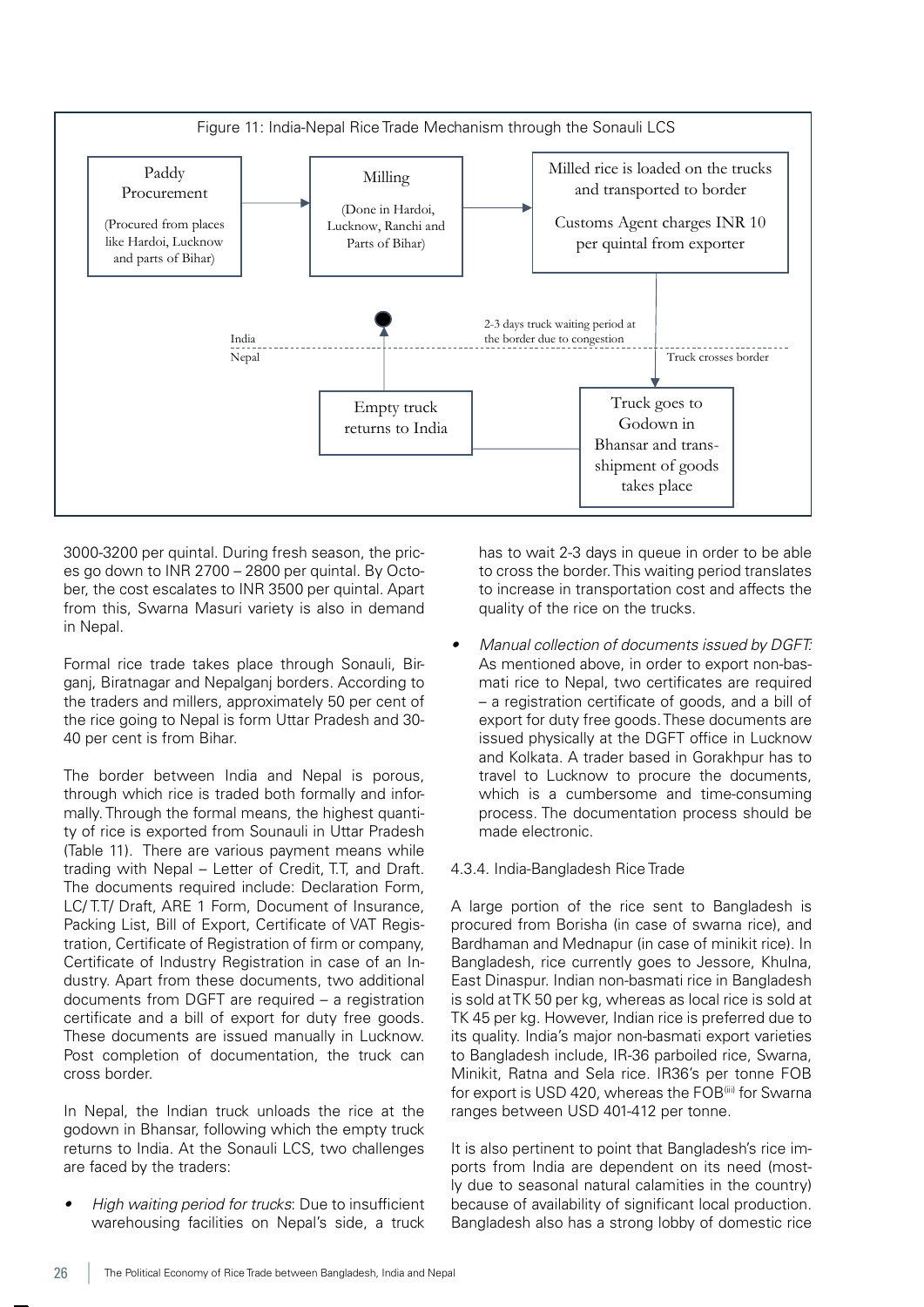Figure 11: India-Nepal Rice Trade Mechanism through the Sonauli LCS

Paddy Procurement

(Procured from places like Hardoi, Lucknow and parts of Bihar)

Milling

(Done in Hardoi, Lucknow, Ranchi and Parts of Bihar)

Milled rice is loaded on the trucks and transported to border

Customs Agent charges INR 10 per quintal from exporter

India

Nepal

2-3 days truck waiting period at the border due to congestion

Truck crosses border

Empty truck returns to India

Truck goes to Godown in Bhansar and trans-shipment of goods takes place

3000-3200 per quintal. During fresh season, the prices go down to INR 2700 – 2800 per quintal. By October, the cost escalates to INR 3500 per quintal. Apart from this, Swarna Masuri variety is also in demand in Nepal.

Formal rice trade takes place through Sonauli, Birganj, Biratnagar and Nepalganj borders. According to the traders and millers, approximately 50 per cent of the rice going to Nepal is form Uttar Pradesh and 30-40 per cent is from Bihar.

The border between India and Nepal is porous, through which rice is traded both formally and informally. Through the formal means, the highest quantity of rice is exported from Sounauli in Uttar Pradesh (Table 11). There are various payment means while trading with Nepal – Letter of Credit, T.T, and Draft. The documents required include: Declaration Form, LC/ T.T/ Draft, ARE 1 Form, Document of Insurance, Packing List, Bill of Export, Certificate of VAT Registration, Certificate of Registration of firm or company, Certificate of Industry Registration in case of an Industry. Apart from these documents, two additional documents from DGFT are required – a registration certificate and a bill of export for duty free goods. These documents are issued manually in Lucknow. Post completion of documentation, the truck can cross border.

In Nepal, the Indian truck unloads the rice at the godown in Bhansar, following which the empty truck returns to India. At the Sonauli LCS, two challenges are faced by the traders:

- *High waiting period for trucks*: Due to insufficient warehousing facilities on Nepal's side, a truck has to wait 2-3 days in queue in order to be able to cross the border. This waiting period translates to increase in transportation cost and affects the quality of the rice on the trucks.
- *Manual collection of documents issued by DGFT:* As mentioned above, in order to export non-basmati rice to Nepal, two certificates are required – a registration certificate of goods, and a bill of export for duty free goods. These documents are issued physically at the DGFT office in Lucknow and Kolkata. A trader based in Gorakhpur has to travel to Lucknow to procure the documents, which is a cumbersome and time-consuming process. The documentation process should be made electronic.

#### 4.3.4. India-Bangladesh Rice Trade

A large portion of the rice sent to Bangladesh is procured from Borisha (in case of swarna rice), and Bardhaman and Mednapur (in case of minikit rice). In Bangladesh, rice currently goes to Jessore, Khulna, East Dinaspur. Indian non-basmati rice in Bangladesh is sold at TK 50 per kg, whereas as local rice is sold at TK 45 per kg. However, Indian rice is preferred due to its quality. India's major non-basmati export varieties to Bangladesh include, IR-36 parboiled rice, Swarna, Minikit, Ratna and Sela rice. IR36's per tonne FOB for export is USD 420, whereas the FOB[iii] for Swarna ranges between USD 401-412 per tonne.

It is also pertinent to point that Bangladesh's rice imports from India are dependent on its need (mostly due to seasonal natural calamities in the country) because of availability of significant local production. Bangladesh also has a strong lobby of domestic rice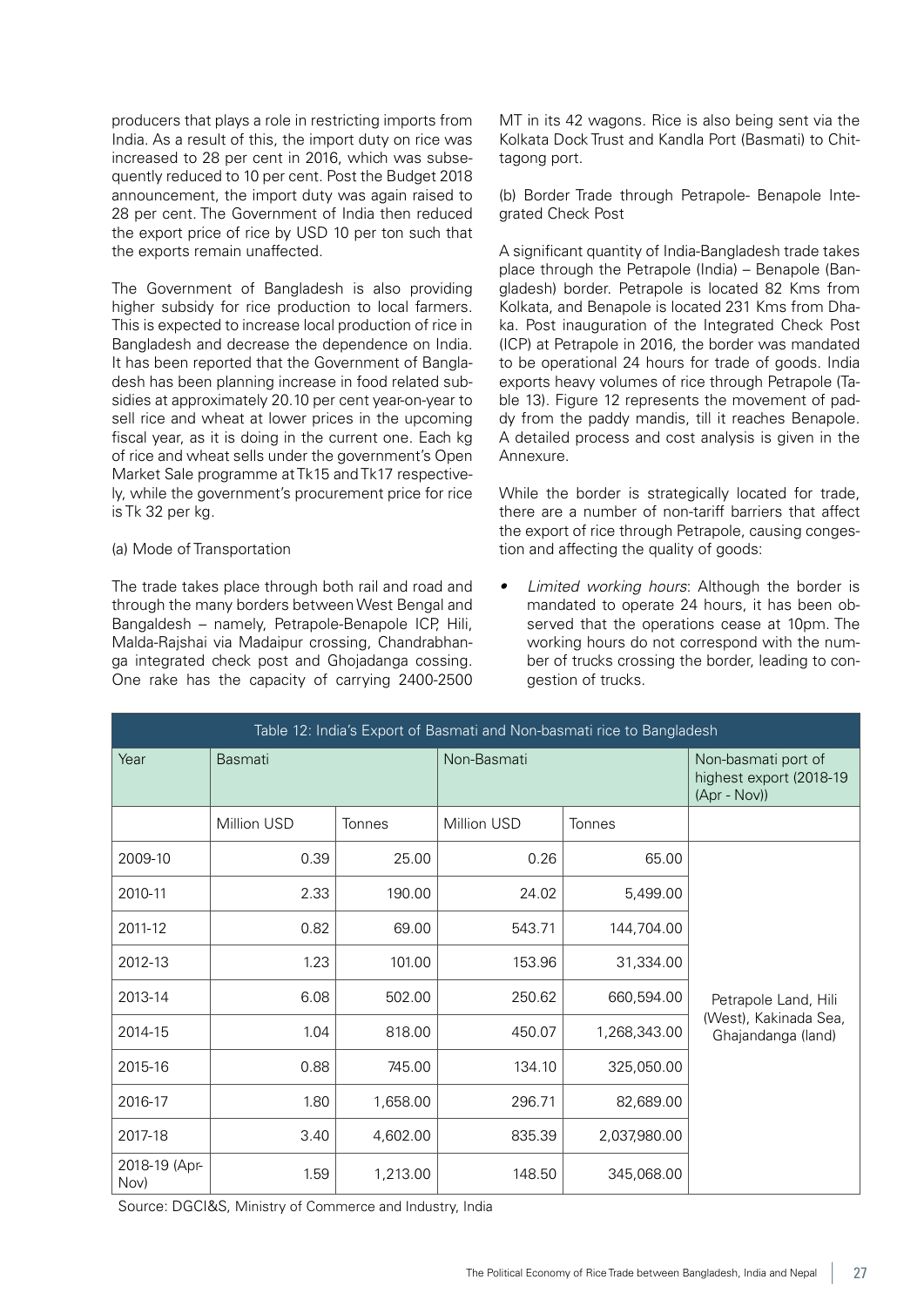producers that plays a role in restricting imports from India. As a result of this, the import duty on rice was increased to 28 per cent in 2016, which was subsequently reduced to 10 per cent. Post the Budget 2018 announcement, the import duty was again raised to 28 per cent. The Government of India then reduced the export price of rice by USD 10 per ton such that the exports remain unaffected.

The Government of Bangladesh is also providing higher subsidy for rice production to local farmers. This is expected to increase local production of rice in Bangladesh and decrease the dependence on India. It has been reported that the Government of Bangladesh has been planning increase in food related subsidies at approximately 20.10 per cent year-on-year to sell rice and wheat at lower prices in the upcoming fiscal year, as it is doing in the current one. Each kg of rice and wheat sells under the government's Open Market Sale programme at Tk15 and Tk17 respectively, while the government's procurement price for rice is Tk 32 per kg.

(a) Mode of Transportation

The trade takes place through both rail and road and through the many borders between West Bengal and Bangaldesh – namely, Petrapole-Benapole ICP, Hili, Malda-Rajshai via Madaipur crossing, Chandrabhanga integrated check post and Ghojadanga cossing. One rake has the capacity of carrying 2400-2500 MT in its 42 wagons. Rice is also being sent via the Kolkata Dock Trust and Kandla Port (Basmati) to Chittagong port.

(b) Border Trade through Petrapole- Benapole Integrated Check Post

A significant quantity of India-Bangladesh trade takes place through the Petrapole (India) – Benapole (Bangladesh) border. Petrapole is located 82 Kms from Kolkata, and Benapole is located 231 Kms from Dhaka. Post inauguration of the Integrated Check Post (ICP) at Petrapole in 2016, the border was mandated to be operational 24 hours for trade of goods. India exports heavy volumes of rice through Petrapole (Table 13). Figure 12 represents the movement of paddy from the paddy mandis, till it reaches Benapole. A detailed process and cost analysis is given in the Annexure.

While the border is strategically located for trade, there are a number of non-tariff barriers that affect the export of rice through Petrapole, causing congestion and affecting the quality of goods:

- *Limited working hours*: Although the border is mandated to operate 24 hours, it has been observed that the operations cease at 10pm. The working hours do not correspond with the number of trucks crossing the border, leading to congestion of trucks.

Table 12: India's Export of Basmati and Non-basmati rice to Bangladesh

| Year | Basmati | | Non-Basmati | | Non-basmati port of highest export (2018-19 (Apr - Nov)) |
|---|---|---|---|---|---|
| | Million USD | Tonnes | Million USD | Tonnes | |
| 2009-10 | 0.39 | 25.00 | 0.26 | 65.00 | Petrapole Land, Hili (West), Kakinada Sea, Ghajandanga (land) |
| 2010-11 | 2.33 | 190.00 | 24.02 | 5,499.00 | |
| 2011-12 | 0.82 | 69.00 | 543.71 | 144,704.00 | |
| 2012-13 | 1.23 | 101.00 | 153.96 | 31,334.00 | |
| 2013-14 | 6.08 | 502.00 | 250.62 | 660,594.00 | |
| 2014-15 | 1.04 | 818.00 | 450.07 | 1,268,343.00 | |
| 2015-16 | 0.88 | 745.00 | 134.10 | 325,050.00 | |
| 2016-17 | 1.80 | 1,658.00 | 296.71 | 82,689.00 | |
| 2017-18 | 3.40 | 4,602.00 | 835.39 | 2,037,980.00 | |
| 2018-19 (Apr-Nov) | 1.59 | 1,213.00 | 148.50 | 345,068.00 | |

Source: DGCI&S, Ministry of Commerce and Industry, India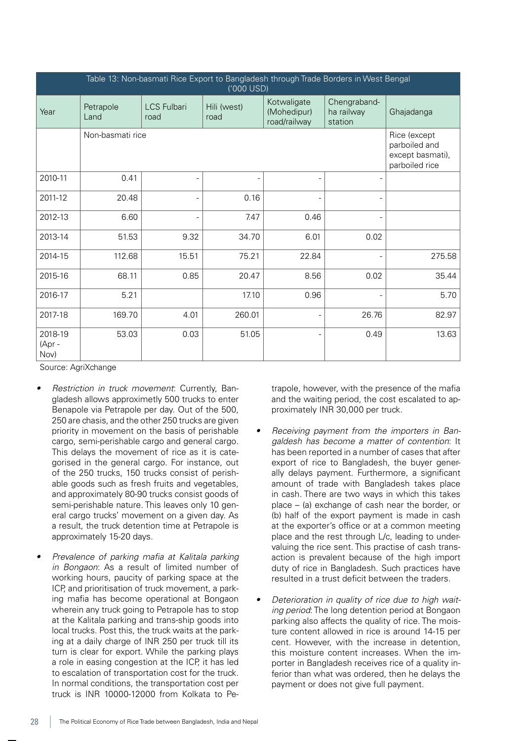Table 13: Non-basmati Rice Export to Bangladesh through Trade Borders in West Bengal ('000 USD)

| Year | Petrapole Land | LCS Fulbari road | Hili (west) road | Kotwaligate (Mohedipur) road/railway | Chengraband-ha railway station | Ghajadanga |
|---|---|---|---|---|---|---|
| | Non-basmati rice | | | | | Rice (except parboiled and except basmati), parboiled rice |
| 2010-11 | 0.41 | - | - | - | - | |
| 2011-12 | 20.48 | - | 0.16 | - | - | |
| 2012-13 | 6.60 | - | 7.47 | 0.46 | - | |
| 2013-14 | 51.53 | 9.32 | 34.70 | 6.01 | 0.02 | |
| 2014-15 | 112.68 | 15.51 | 75.21 | 22.84 | - | 275.58 |
| 2015-16 | 68.11 | 0.85 | 20.47 | 8.56 | 0.02 | 35.44 |
| 2016-17 | 5.21 | | 17.10 | 0.96 | - | 5.70 |
| 2017-18 | 169.70 | 4.01 | 260.01 | - | 26.76 | 82.97 |
| 2018-19 (Apr - Nov) | 53.03 | 0.03 | 51.05 | - | 0.49 | 13.63 |

Source: AgriXchange

- *Restriction in truck movement*: Currently, Bangladesh allows approximetly 500 trucks to enter Benapole via Petrapole per day. Out of the 500, 250 are chasis, and the other 250 trucks are given priority in movement on the basis of perishable cargo, semi-perishable cargo and general cargo. This delays the movement of rice as it is categorised in the general cargo. For instance, out of the 250 trucks, 150 trucks consist of perishable goods such as fresh fruits and vegetables, and approximately 80-90 trucks consist goods of semi-perishable nature. This leaves only 10 general cargo trucks' movement on a given day. As a result, the truck detention time at Petrapole is approximately 15-20 days.

- *Prevalence of parking mafia at Kalitala parking in Bongaon*: As a result of limited number of working hours, paucity of parking space at the ICP, and prioritisation of truck movement, a parking mafia has become operational at Bongaon wherein any truck going to Petrapole has to stop at the Kalitala parking and trans-ship goods into local trucks. Post this, the truck waits at the parking at a daily charge of INR 250 per truck till its turn is clear for export. While the parking plays a role in easing congestion at the ICP, it has led to escalation of transportation cost for the truck. In normal conditions, the transportation cost per truck is INR 10000-12000 from Kolkata to Petrapole, however, with the presence of the mafia and the waiting period, the cost escalated to approximately INR 30,000 per truck.

- *Receiving payment from the importers in Bangaldesh has become a matter of contention*: It has been reported in a number of cases that after export of rice to Bangladesh, the buyer generally delays payment. Furthermore, a significant amount of trade with Bangladesh takes place in cash. There are two ways in which this takes place – (a) exchange of cash near the border, or (b) half of the export payment is made in cash at the exporter's office or at a common meeting place and the rest through L/c, leading to undervaluing the rice sent. This practise of cash transaction is prevalent because of the high import duty of rice in Bangladesh. Such practices have resulted in a trust deficit between the traders.

- *Deterioration in quality of rice due to high waiting period*: The long detention period at Bongaon parking also affects the quality of rice. The moisture content allowed in rice is around 14-15 per cent. However, with the increase in detention, this moisture content increases. When the importer in Bangladesh receives rice of a quality inferior than what was ordered, then he delays the payment or does not give full payment.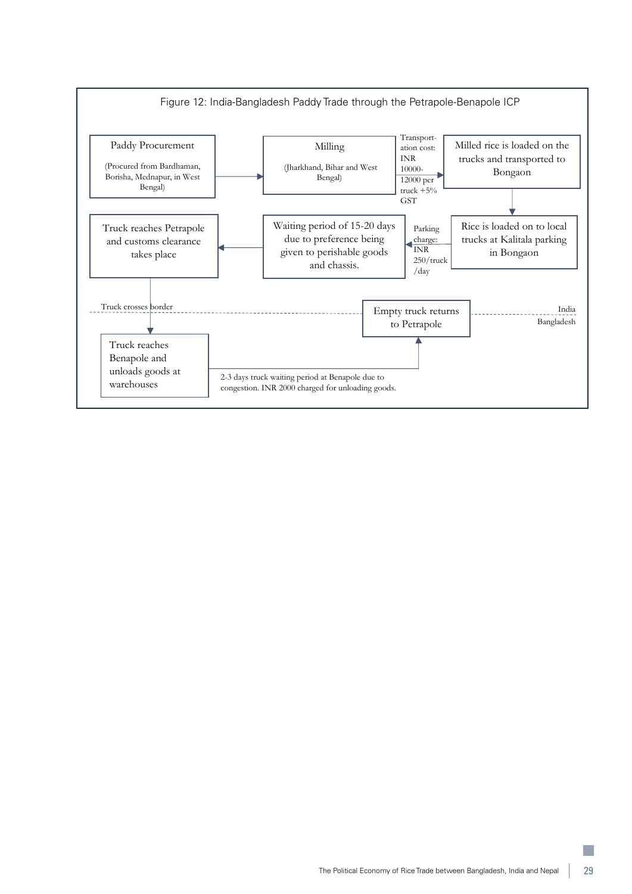Figure 12: India-Bangladesh Paddy Trade through the Petrapole-Benapole ICP

Paddy Procurement

(Procured from Bardhaman, Borisha, Mednapur, in West Bengal)

Milling

(Jharkhand, Bihar and West Bengal)

Transportation cost: INR 10000-12000 per truck +5% GST

Milled rice is loaded on the trucks and transported to Bongaon

Rice is loaded on to local trucks at Kalitala parking in Bongaon

Parking charge: INR 250/truck /day

Waiting period of 15-20 days due to preference being given to perishable goods and chassis.

Truck reaches Petrapole and customs clearance takes place

Truck crosses border

India

Bangladesh

Truck reaches Benapole and unloads goods at warehouses

2-3 days truck waiting period at Benapole due to congestion. INR 2000 charged for unloading goods.

Empty truck returns to Petrapole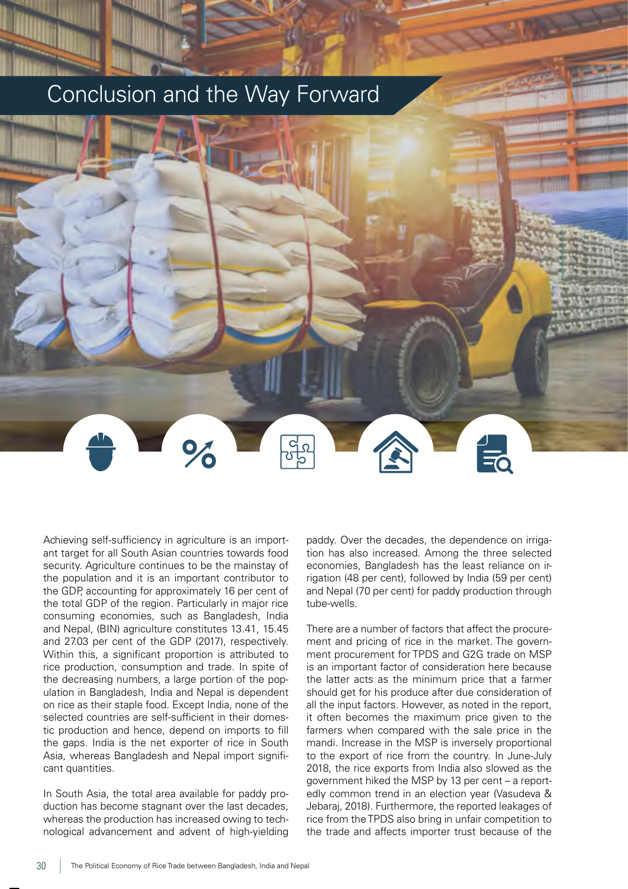# Conclusion and the Way Forward

Achieving self-sufficiency in agriculture is an important target for all South Asian countries towards food security. Agriculture continues to be the mainstay of the population and it is an important contributor to the GDP, accounting for approximately 16 per cent of the total GDP of the region. Particularly in major rice consuming economies, such as Bangladesh, India and Nepal, (BIN) agriculture constitutes 13.41, 15.45 and 27.03 per cent of the GDP (2017), respectively. Within this, a significant proportion is attributed to rice production, consumption and trade. In spite of the decreasing numbers, a large portion of the population in Bangladesh, India and Nepal is dependent on rice as their staple food. Except India, none of the selected countries are self-sufficient in their domestic production and hence, depend on imports to fill the gaps. India is the net exporter of rice in South Asia, whereas Bangladesh and Nepal import significant quantities.

In South Asia, the total area available for paddy production has become stagnant over the last decades, whereas the production has increased owing to technological advancement and advent of high-yielding paddy. Over the decades, the dependence on irrigation has also increased. Among the three selected economies, Bangladesh has the least reliance on irrigation (48 per cent), followed by India (59 per cent) and Nepal (70 per cent) for paddy production through tube-wells.

There are a number of factors that affect the procurement and pricing of rice in the market. The government procurement for TPDS and G2G trade on MSP is an important factor of consideration here because the latter acts as the minimum price that a farmer should get for his produce after due consideration of all the input factors. However, as noted in the report, it often becomes the maximum price given to the farmers when compared with the sale price in the mandi. Increase in the MSP is inversely proportional to the export of rice from the country. In June-July 2018, the rice exports from India also slowed as the government hiked the MSP by 13 per cent – a reportedly common trend in an election year (Vasudeva & Jebaraj, 2018). Furthermore, the reported leakages of rice from the TPDS also bring in unfair competition to the trade and affects importer trust because of the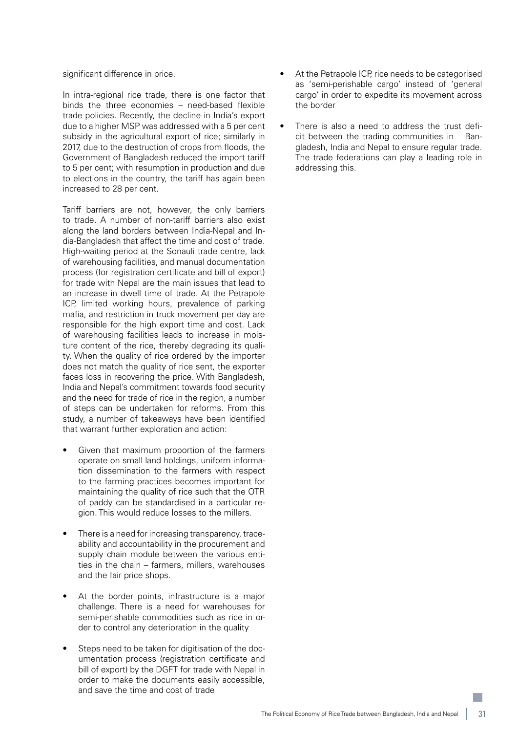significant difference in price.

In intra-regional rice trade, there is one factor that binds the three economies – need-based flexible trade policies. Recently, the decline in India's export due to a higher MSP was addressed with a 5 per cent subsidy in the agricultural export of rice; similarly in 2017, due to the destruction of crops from floods, the Government of Bangladesh reduced the import tariff to 5 per cent; with resumption in production and due to elections in the country, the tariff has again been increased to 28 per cent.

Tariff barriers are not, however, the only barriers to trade. A number of non-tariff barriers also exist along the land borders between India-Nepal and India-Bangladesh that affect the time and cost of trade. High-waiting period at the Sonauli trade centre, lack of warehousing facilities, and manual documentation process (for registration certificate and bill of export) for trade with Nepal are the main issues that lead to an increase in dwell time of trade. At the Petrapole ICP, limited working hours, prevalence of parking mafia, and restriction in truck movement per day are responsible for the high export time and cost. Lack of warehousing facilities leads to increase in moisture content of the rice, thereby degrading its quality. When the quality of rice ordered by the importer does not match the quality of rice sent, the exporter faces loss in recovering the price. With Bangladesh, India and Nepal's commitment towards food security and the need for trade of rice in the region, a number of steps can be undertaken for reforms. From this study, a number of takeaways have been identified that warrant further exploration and action:

- Given that maximum proportion of the farmers operate on small land holdings, uniform information dissemination to the farmers with respect to the farming practices becomes important for maintaining the quality of rice such that the OTR of paddy can be standardised in a particular region. This would reduce losses to the millers.
- There is a need for increasing transparency, traceability and accountability in the procurement and supply chain module between the various entities in the chain – farmers, millers, warehouses and the fair price shops.
- At the border points, infrastructure is a major challenge. There is a need for warehouses for semi-perishable commodities such as rice in order to control any deterioration in the quality
- Steps need to be taken for digitisation of the documentation process (registration certificate and bill of export) by the DGFT for trade with Nepal in order to make the documents easily accessible, and save the time and cost of trade
- At the Petrapole ICP, rice needs to be categorised as 'semi-perishable cargo' instead of 'general cargo' in order to expedite its movement across the border
- There is also a need to address the trust deficit between the trading communities in Bangladesh, India and Nepal to ensure regular trade. The trade federations can play a leading role in addressing this.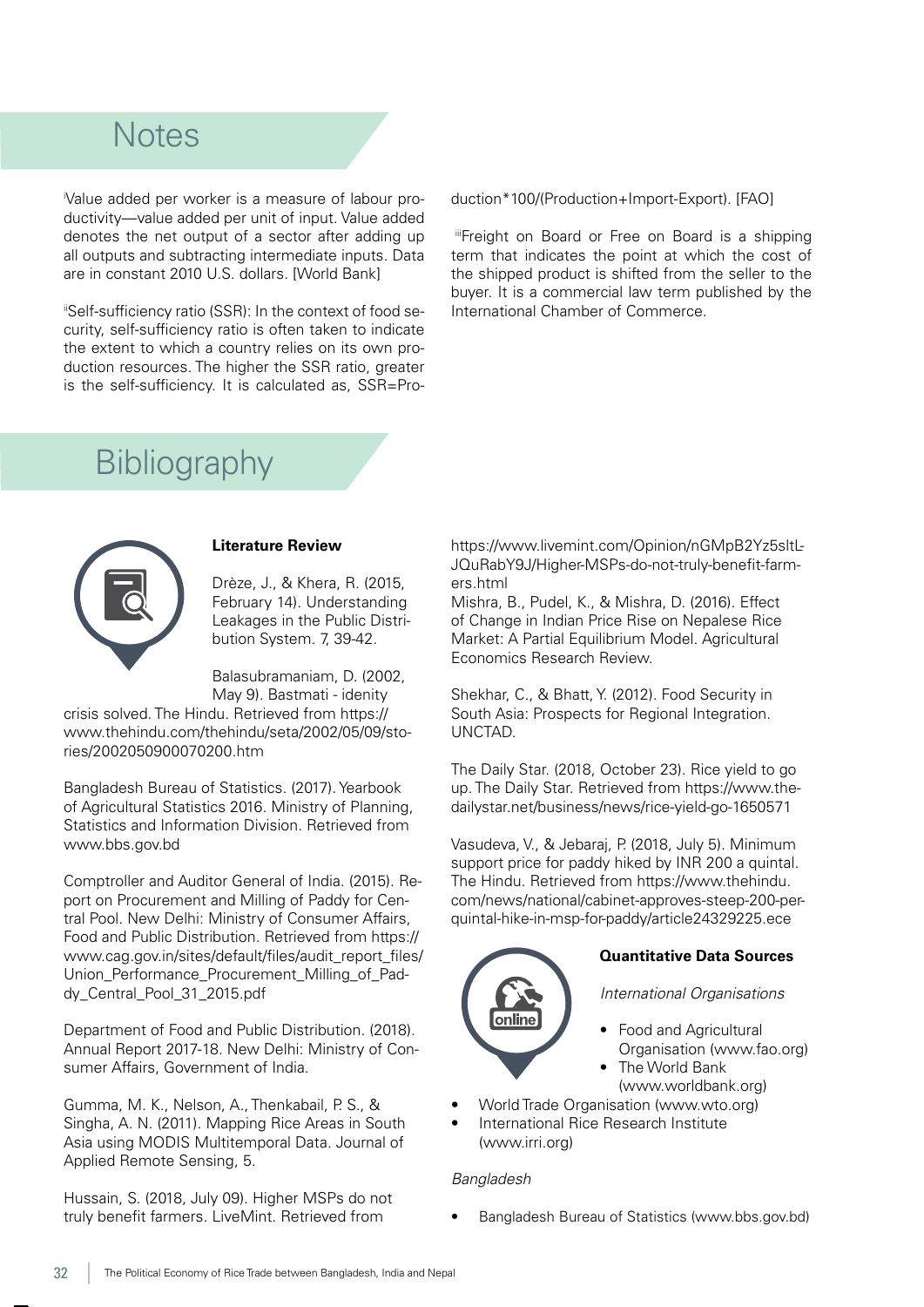# Notes

[i]Value added per worker is a measure of labour productivity—value added per unit of input. Value added denotes the net output of a sector after adding up all outputs and subtracting intermediate inputs. Data are in constant 2010 U.S. dollars. [World Bank]

[ii]Self-sufficiency ratio (SSR): In the context of food security, self-sufficiency ratio is often taken to indicate the extent to which a country relies on its own production resources. The higher the SSR ratio, greater is the self-sufficiency. It is calculated as, SSR=Production*100/(Production+Import-Export). [FAO]

[iii]Freight on Board or Free on Board is a shipping term that indicates the point at which the cost of the shipped product is shifted from the seller to the buyer. It is a commercial law term published by the International Chamber of Commerce.

# Bibliography

### Literature Review

Drèze, J., & Khera, R. (2015, February 14). Understanding Leakages in the Public Distribution System. 7, 39-42.

Balasubramaniam, D. (2002, May 9). Bastmati - idenity crisis solved. The Hindu. Retrieved from https://www.thehindu.com/thehindu/seta/2002/05/09/stories/2002050900070200.htm

Bangladesh Bureau of Statistics. (2017). Yearbook of Agricultural Statistics 2016. Ministry of Planning, Statistics and Information Division. Retrieved from www.bbs.gov.bd

Comptroller and Auditor General of India. (2015). Report on Procurement and Milling of Paddy for Central Pool. New Delhi: Ministry of Consumer Affairs, Food and Public Distribution. Retrieved from https://www.cag.gov.in/sites/default/files/audit_report_files/Union_Performance_Procurement_Milling_of_Paddy_Central_Pool_31_2015.pdf

Department of Food and Public Distribution. (2018). Annual Report 2017-18. New Delhi: Ministry of Consumer Affairs, Government of India.

Gumma, M. K., Nelson, A., Thenkabail, P. S., & Singha, A. N. (2011). Mapping Rice Areas in South Asia using MODIS Multitemporal Data. Journal of Applied Remote Sensing, 5.

Hussain, S. (2018, July 09). Higher MSPs do not truly benefit farmers. LiveMint. Retrieved from https://www.livemint.com/Opinion/nGMpB2Yz5sltLJQuRabY9J/Higher-MSPs-do-not-truly-benefit-farmers.html

Mishra, B., Pudel, K., & Mishra, D. (2016). Effect of Change in Indian Price Rise on Nepalese Rice Market: A Partial Equilibrium Model. Agricultural Economics Research Review.

Shekhar, C., & Bhatt, Y. (2012). Food Security in South Asia: Prospects for Regional Integration. UNCTAD.

The Daily Star. (2018, October 23). Rice yield to go up. The Daily Star. Retrieved from https://www.thedailystar.net/business/news/rice-yield-go-1650571

Vasudeva, V., & Jebaraj, P. (2018, July 5). Minimum support price for paddy hiked by INR 200 a quintal. The Hindu. Retrieved from https://www.thehindu.com/news/national/cabinet-approves-steep-200-per-quintal-hike-in-msp-for-paddy/article24329225.ece

### Quantitative Data Sources

*International Organisations*

- Food and Agricultural Organisation (www.fao.org)
- The World Bank (www.worldbank.org)
- World Trade Organisation (www.wto.org)
- International Rice Research Institute (www.irri.org)

*Bangladesh*

- Bangladesh Bureau of Statistics (www.bbs.gov.bd)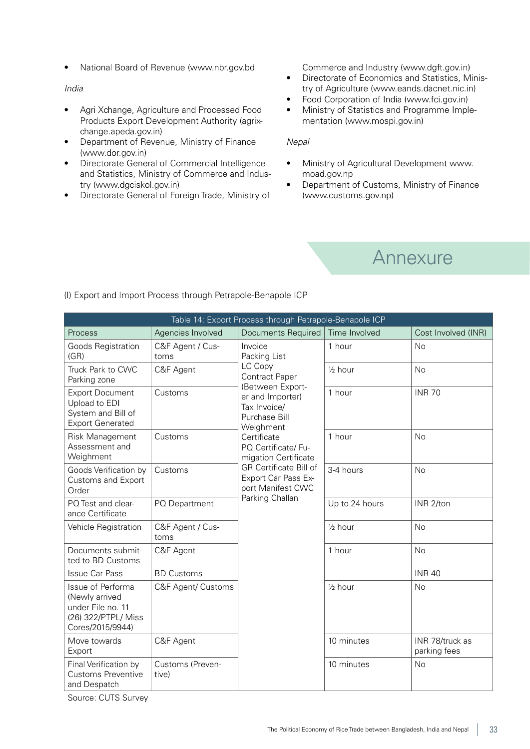- National Board of Revenue (www.nbr.gov.bd

*India*

- Agri Xchange, Agriculture and Processed Food Products Export Development Authority (agrixchange.apeda.gov.in)
- Department of Revenue, Ministry of Finance (www.dor.gov.in)
- Directorate General of Commercial Intelligence and Statistics, Ministry of Commerce and Industry (www.dgciskol.gov.in)
- Directorate General of Foreign Trade, Ministry of Commerce and Industry (www.dgft.gov.in)
- Directorate of Economics and Statistics, Ministry of Agriculture (www.eands.dacnet.nic.in)
- Food Corporation of India (www.fci.gov.in)
- Ministry of Statistics and Programme Implementation (www.mospi.gov.in)

*Nepal*

- Ministry of Agricultural Development www.moad.gov.np
- Department of Customs, Ministry of Finance (www.customs.gov.np)

# Annexure

(I) Export and Import Process through Petrapole-Benapole ICP

Table 14: Export Process through Petrapole-Benapole ICP

| Process | Agencies Involved | Documents Required | Time Involved | Cost Involved (INR) |
|---|---|---|---|---|
| Goods Registration (GR) | C&F Agent / Customs | Invoice<br>Packing List<br>LC Copy<br>Contract Paper (Between Exporter and Importer)<br>Tax Invoice/ Purchase Bill<br>Weighment Certificate<br>PQ Certificate/ Fumigation Certificate<br>GR Certificate Bill of Export Car Pass Export Manifest CWC Parking Challan | 1 hour | No |
| Truck Park to CWC Parking zone | C&F Agent | | ½ hour | No |
| Export Document Upload to EDI System and Bill of Export Generated | Customs | | 1 hour | INR 70 |
| Risk Management Assessment and Weighment | Customs | | 1 hour | No |
| Goods Verification by Customs and Export Order | Customs | | 3-4 hours | No |
| PQ Test and clearance Certificate | PQ Department | | Up to 24 hours | INR 2/ton |
| Vehicle Registration | C&F Agent / Customs | | ½ hour | No |
| Documents submitted to BD Customs | C&F Agent | | 1 hour | No |
| Issue Car Pass | BD Customs | | | INR 40 |
| Issue of Performa (Newly arrived under File no. 11 (26) 322/PTPL/ Miss Cores/2015/9944) | C&F Agent/ Customs | | ½ hour | No |
| Move towards Export | C&F Agent | | 10 minutes | INR 78/truck as parking fees |
| Final Verification by Customs Preventive and Despatch | Customs (Preventive) | | 10 minutes | No |

Source: CUTS Survey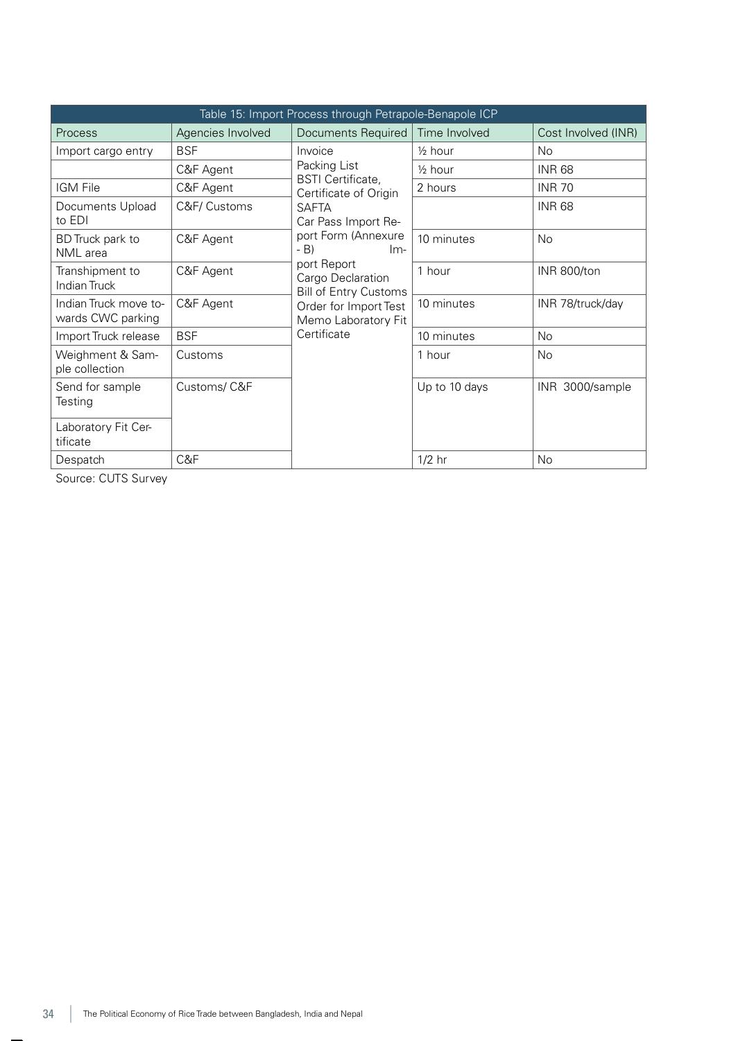Table 15: Import Process through Petrapole-Benapole ICP

| Process | Agencies Involved | Documents Required | Time Involved | Cost Involved (INR) |
|---|---|---|---|---|
| Import cargo entry | BSF | Invoice<br>Packing List<br>BSTI Certificate, Certificate of Origin<br>SAFTA<br>Car Pass Import Report Form (Annexure - B) Import Report<br>Cargo Declaration<br>Bill of Entry Customs Order for Import Test Memo Laboratory Fit Certificate | ½ hour | No |
| | C&F Agent | | ½ hour | INR 68 |
| IGM File | C&F Agent | | 2 hours | INR 70 |
| Documents Upload to EDI | C&F/ Customs | | | INR 68 |
| BD Truck park to NML area | C&F Agent | | 10 minutes | No |
| Transhipment to Indian Truck | C&F Agent | | 1 hour | INR 800/ton |
| Indian Truck move towards CWC parking | C&F Agent | | 10 minutes | INR 78/truck/day |
| Import Truck release | BSF | | 10 minutes | No |
| Weighment & Sample collection | Customs | | 1 hour | No |
| Send for sample Testing | Customs/ C&F | | Up to 10 days | INR 3000/sample |
| Laboratory Fit Certificate | | | | |
| Despatch | C&F | | 1/2 hr | No |

Source: CUTS Survey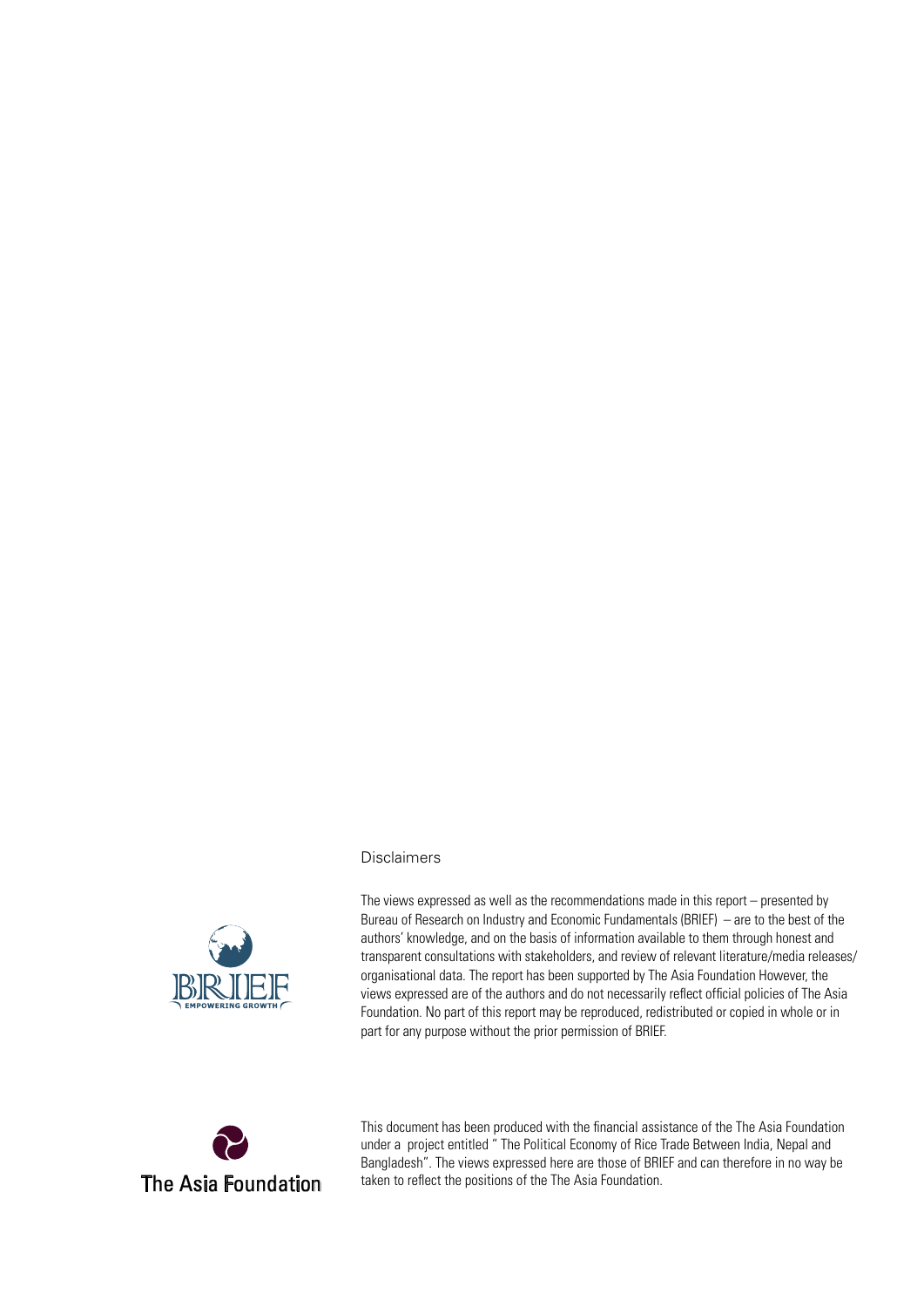Disclaimers

The views expressed as well as the recommendations made in this report – presented by Bureau of Research on Industry and Economic Fundamentals (BRIEF) – are to the best of the authors' knowledge, and on the basis of information available to them through honest and transparent consultations with stakeholders, and review of relevant literature/media releases/ organisational data. The report has been supported by The Asia Foundation However, the views expressed are of the authors and do not necessarily reflect official policies of The Asia Foundation. No part of this report may be reproduced, redistributed or copied in whole or in part for any purpose without the prior permission of BRIEF.

BRIEF
EMPOWERING GROWTH

This document has been produced with the financial assistance of the The Asia Foundation under a project entitled " The Political Economy of Rice Trade Between India, Nepal and Bangladesh". The views expressed here are those of BRIEF and can therefore in no way be taken to reflect the positions of the The Asia Foundation.

The Asia Foundation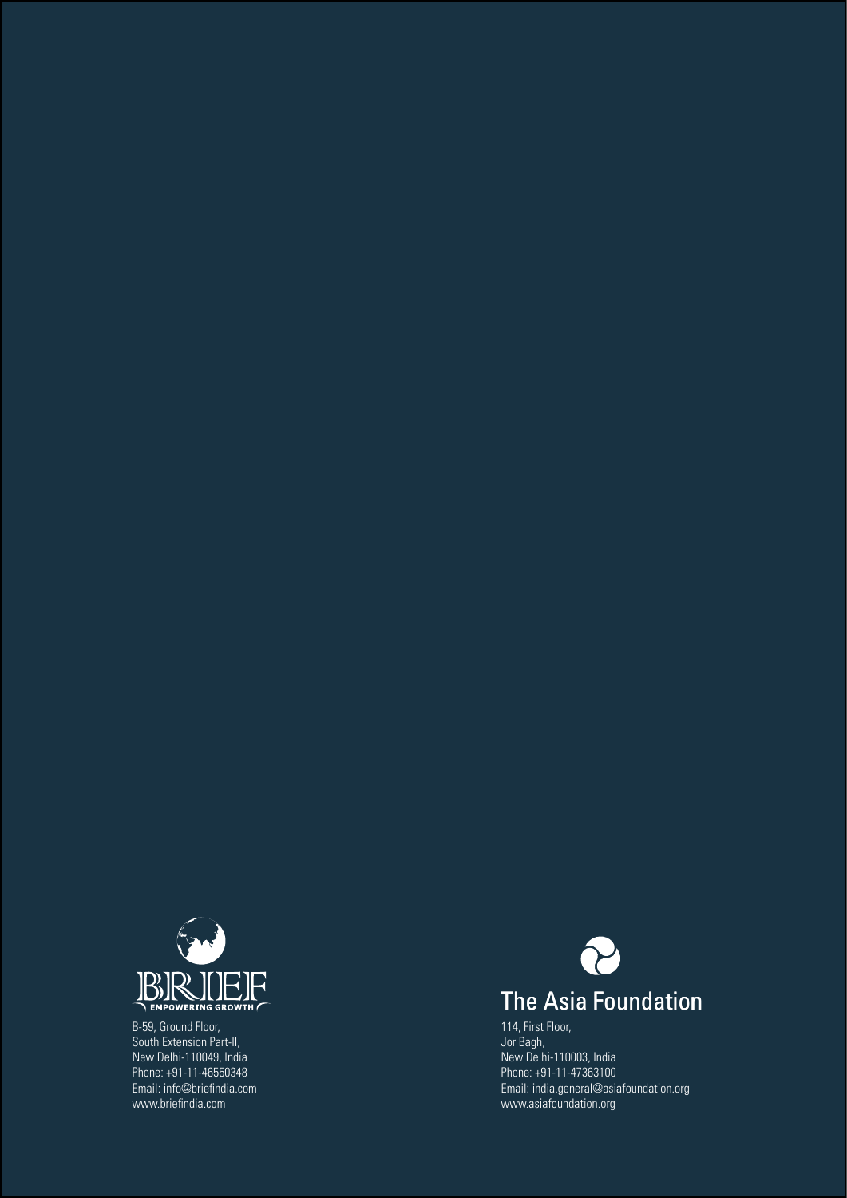BRIEF

EMPOWERING GROWTH

B-59, Ground Floor,
South Extension Part-II,
New Delhi-110049, India
Phone: +91-11-46550348
Email: info@briefindia.com
www.briefindia.com

The Asia Foundation

114, First Floor,
Jor Bagh,
New Delhi-110003, India
Phone: +91-11-47363100
Email: india.general@asiafoundation.org
www.asiafoundation.org